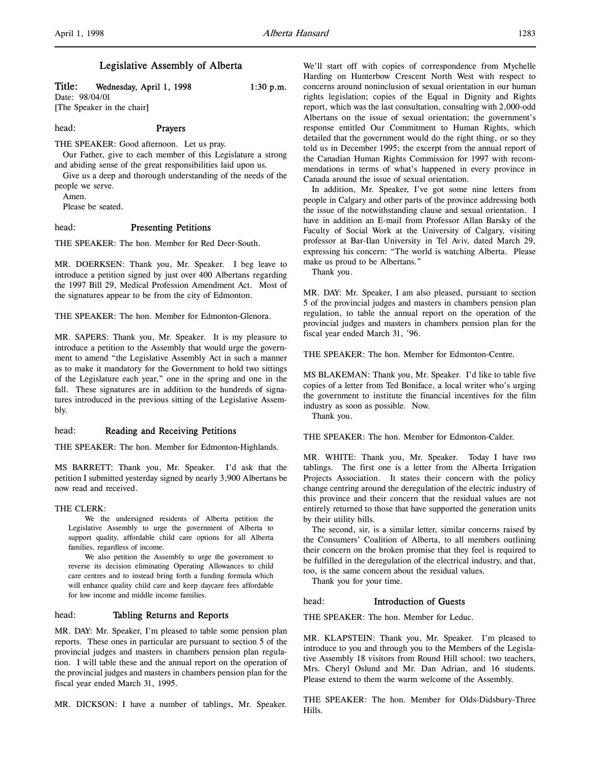# Legislative Assembly of Alberta

**Title: Wednesday, April 1, 1998 1:30 p.m.**

Date: 98/04/01

[The Speaker in the chair]

head: **Prayers**

THE SPEAKER: Good afternoon. Let us pray.

Our Father, give to each member of this Legislature a strong and abiding sense of the great responsibilities laid upon us.

Give us a deep and thorough understanding of the needs of the people we serve.

Amen.

Please be seated.

head: **Presenting Petitions**

THE SPEAKER: The hon. Member for Red Deer-South.

MR. DOERKSEN: Thank you, Mr. Speaker. I beg leave to introduce a petition signed by just over 400 Albertans regarding the 1997 Bill 29, Medical Profession Amendment Act. Most of the signatures appear to be from the city of Edmonton.

THE SPEAKER: The hon. Member for Edmonton-Glenora.

MR. SAPERS: Thank you, Mr. Speaker. It is my pleasure to introduce a petition to the Assembly that would urge the government to amend "the Legislative Assembly Act in such a manner as to make it mandatory for the Government to hold two sittings of the Legislature each year," one in the spring and one in the fall. These signatures are in addition to the hundreds of signatures introduced in the previous sitting of the Legislative Assembly.

head: **Reading and Receiving Petitions**

THE SPEAKER: The hon. Member for Edmonton-Highlands.

MS BARRETT: Thank you, Mr. Speaker. I'd ask that the petition I submitted yesterday signed by nearly 3,900 Albertans be now read and received.

THE CLERK:

> We the undersigned residents of Alberta petition the Legislative Assembly to urge the government of Alberta to support quality, affordable child care options for all Alberta families, regardless of income.
>
> We also petition the Assembly to urge the government to reverse its decision eliminating Operating Allowances to child care centres and to instead bring forth a funding formula which will enhance quality child care and keep daycare fees affordable for low income and middle income families.

head: **Tabling Returns and Reports**

MR. DAY: Mr. Speaker, I'm pleased to table some pension plan reports. These ones in particular are pursuant to section 5 of the provincial judges and masters in chambers pension plan regulation. I will table these and the annual report on the operation of the provincial judges and masters in chambers pension plan for the fiscal year ended March 31, 1995.

MR. DICKSON: I have a number of tablings, Mr. Speaker. We'll start off with copies of correspondence from Mychelle Harding on Hunterbow Crescent North West with respect to concerns around noninclusion of sexual orientation in our human rights legislation; copies of the Equal in Dignity and Rights report, which was the last consultation, consulting with 2,000-odd Albertans on the issue of sexual orientation; the government's response entitled Our Commitment to Human Rights, which detailed that the government would do the right thing, or so they told us in December 1995; the excerpt from the annual report of the Canadian Human Rights Commission for 1997 with recommendations in terms of what's happened in every province in Canada around the issue of sexual orientation.

In addition, Mr. Speaker, I've got some nine letters from people in Calgary and other parts of the province addressing both the issue of the notwithstanding clause and sexual orientation. I have in addition an E-mail from Professor Allan Barsky of the Faculty of Social Work at the University of Calgary, visiting professor at Bar-Ilan University in Tel Aviv, dated March 29, expressing his concern: "The world is watching Alberta. Please make us proud to be Albertans."

Thank you.

MR. DAY: Mr. Speaker, I am also pleased, pursuant to section 5 of the provincial judges and masters in chambers pension plan regulation, to table the annual report on the operation of the provincial judges and masters in chambers pension plan for the fiscal year ended March 31, '96.

THE SPEAKER: The hon. Member for Edmonton-Centre.

MS BLAKEMAN: Thank you, Mr. Speaker. I'd like to table five copies of a letter from Ted Boniface, a local writer who's urging the government to institute the financial incentives for the film industry as soon as possible. Now.

Thank you.

THE SPEAKER: The hon. Member for Edmonton-Calder.

MR. WHITE: Thank you, Mr. Speaker. Today I have two tablings. The first one is a letter from the Alberta Irrigation Projects Association. It states their concern with the policy change centring around the deregulation of the electric industry of this province and their concern that the residual values are not entirely returned to those that have supported the generation units by their utility bills.

The second, sir, is a similar letter, similar concerns raised by the Consumers' Coalition of Alberta, to all members outlining their concern on the broken promise that they feel is required to be fulfilled in the deregulation of the electrical industry, and that, too, is the same concern about the residual values.

Thank you for your time.

head: **Introduction of Guests**

THE SPEAKER: The hon. Member for Leduc.

MR. KLAPSTEIN: Thank you, Mr. Speaker. I'm pleased to introduce to you and through you to the Members of the Legislative Assembly 18 visitors from Round Hill school: two teachers, Mrs. Cheryl Oslund and Mr. Dan Adrian, and 16 students. Please extend to them the warm welcome of the Assembly.

THE SPEAKER: The hon. Member for Olds-Didsbury-Three Hills.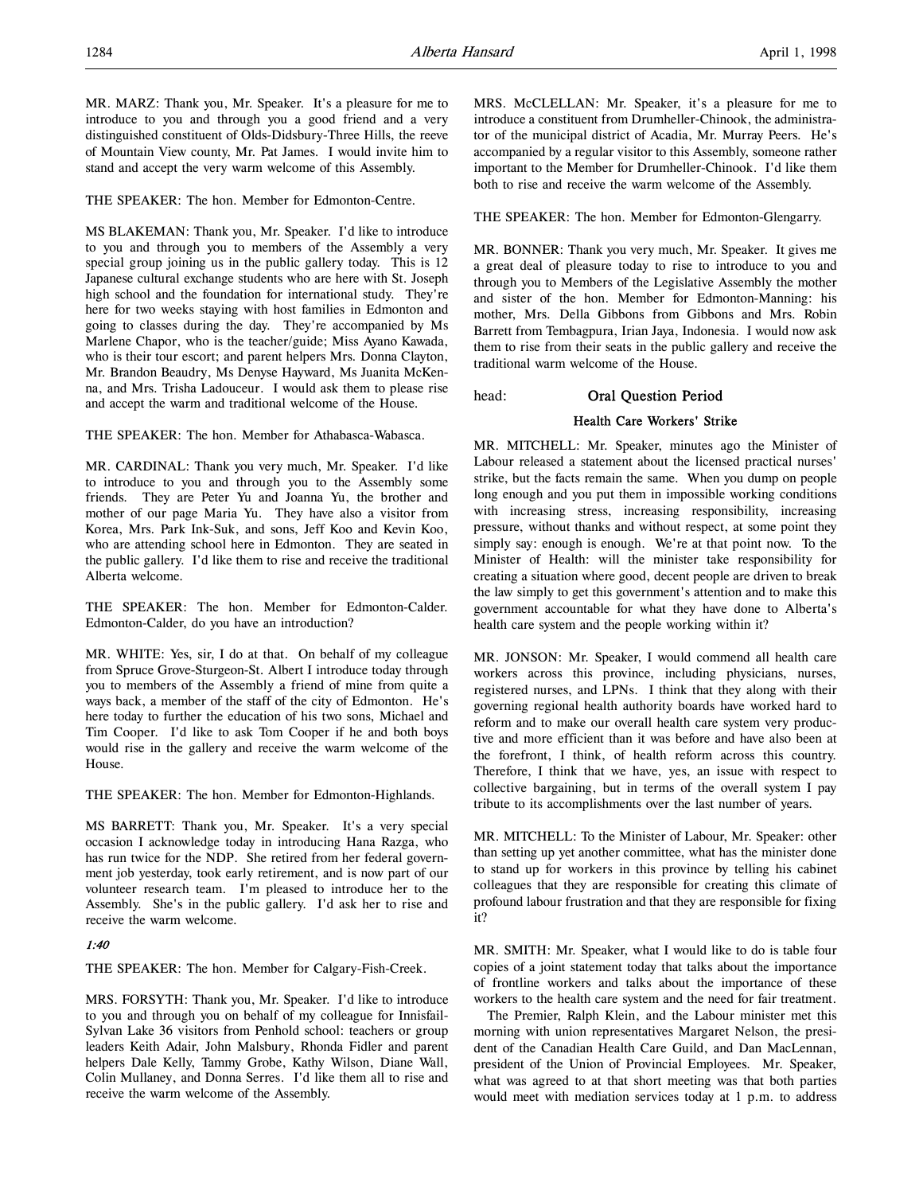MR. MARZ: Thank you, Mr. Speaker. It's a pleasure for me to introduce to you and through you a good friend and a very distinguished constituent of Olds-Didsbury-Three Hills, the reeve of Mountain View county, Mr. Pat James. I would invite him to stand and accept the very warm welcome of this Assembly.

THE SPEAKER: The hon. Member for Edmonton-Centre.

MS BLAKEMAN: Thank you, Mr. Speaker. I'd like to introduce to you and through you to members of the Assembly a very special group joining us in the public gallery today. This is 12 Japanese cultural exchange students who are here with St. Joseph high school and the foundation for international study. They're here for two weeks staying with host families in Edmonton and going to classes during the day. They're accompanied by Ms Marlene Chapor, who is the teacher/guide; Miss Ayano Kawada, who is their tour escort; and parent helpers Mrs. Donna Clayton, Mr. Brandon Beaudry, Ms Denyse Hayward, Ms Juanita McKenna, and Mrs. Trisha Ladouceur. I would ask them to please rise and accept the warm and traditional welcome of the House.

THE SPEAKER: The hon. Member for Athabasca-Wabasca.

MR. CARDINAL: Thank you very much, Mr. Speaker. I'd like to introduce to you and through you to the Assembly some friends. They are Peter Yu and Joanna Yu, the brother and mother of our page Maria Yu. They have also a visitor from Korea, Mrs. Park Ink-Suk, and sons, Jeff Koo and Kevin Koo, who are attending school here in Edmonton. They are seated in the public gallery. I'd like them to rise and receive the traditional Alberta welcome.

THE SPEAKER: The hon. Member for Edmonton-Calder. Edmonton-Calder, do you have an introduction?

MR. WHITE: Yes, sir, I do at that. On behalf of my colleague from Spruce Grove-Sturgeon-St. Albert I introduce today through you to members of the Assembly a friend of mine from quite a ways back, a member of the staff of the city of Edmonton. He's here today to further the education of his two sons, Michael and Tim Cooper. I'd like to ask Tom Cooper if he and both boys would rise in the gallery and receive the warm welcome of the House.

THE SPEAKER: The hon. Member for Edmonton-Highlands.

MS BARRETT: Thank you, Mr. Speaker. It's a very special occasion I acknowledge today in introducing Hana Razga, who has run twice for the NDP. She retired from her federal government job yesterday, took early retirement, and is now part of our volunteer research team. I'm pleased to introduce her to the Assembly. She's in the public gallery. I'd ask her to rise and receive the warm welcome.

*1:40*

THE SPEAKER: The hon. Member for Calgary-Fish-Creek.

MRS. FORSYTH: Thank you, Mr. Speaker. I'd like to introduce to you and through you on behalf of my colleague for Innisfail-Sylvan Lake 36 visitors from Penhold school: teachers or group leaders Keith Adair, John Malsbury, Rhonda Fidler and parent helpers Dale Kelly, Tammy Grobe, Kathy Wilson, Diane Wall, Colin Mullaney, and Donna Serres. I'd like them all to rise and receive the warm welcome of the Assembly.

MRS. McCLELLAN: Mr. Speaker, it's a pleasure for me to introduce a constituent from Drumheller-Chinook, the administrator of the municipal district of Acadia, Mr. Murray Peers. He's accompanied by a regular visitor to this Assembly, someone rather important to the Member for Drumheller-Chinook. I'd like them both to rise and receive the warm welcome of the Assembly.

THE SPEAKER: The hon. Member for Edmonton-Glengarry.

MR. BONNER: Thank you very much, Mr. Speaker. It gives me a great deal of pleasure today to rise to introduce to you and through you to Members of the Legislative Assembly the mother and sister of the hon. Member for Edmonton-Manning: his mother, Mrs. Della Gibbons from Gibbons and Mrs. Robin Barrett from Tembagpura, Irian Jaya, Indonesia. I would now ask them to rise from their seats in the public gallery and receive the traditional warm welcome of the House.

head: **Oral Question Period**

### Health Care Workers' Strike

MR. MITCHELL: Mr. Speaker, minutes ago the Minister of Labour released a statement about the licensed practical nurses' strike, but the facts remain the same. When you dump on people long enough and you put them in impossible working conditions with increasing stress, increasing responsibility, increasing pressure, without thanks and without respect, at some point they simply say: enough is enough. We're at that point now. To the Minister of Health: will the minister take responsibility for creating a situation where good, decent people are driven to break the law simply to get this government's attention and to make this government accountable for what they have done to Alberta's health care system and the people working within it?

MR. JONSON: Mr. Speaker, I would commend all health care workers across this province, including physicians, nurses, registered nurses, and LPNs. I think that they along with their governing regional health authority boards have worked hard to reform and to make our overall health care system very productive and more efficient than it was before and have also been at the forefront, I think, of health reform across this country. Therefore, I think that we have, yes, an issue with respect to collective bargaining, but in terms of the overall system I pay tribute to its accomplishments over the last number of years.

MR. MITCHELL: To the Minister of Labour, Mr. Speaker: other than setting up yet another committee, what has the minister done to stand up for workers in this province by telling his cabinet colleagues that they are responsible for creating this climate of profound labour frustration and that they are responsible for fixing it?

MR. SMITH: Mr. Speaker, what I would like to do is table four copies of a joint statement today that talks about the importance of frontline workers and talks about the importance of these workers to the health care system and the need for fair treatment.

The Premier, Ralph Klein, and the Labour minister met this morning with union representatives Margaret Nelson, the president of the Canadian Health Care Guild, and Dan MacLennan, president of the Union of Provincial Employees. Mr. Speaker, what was agreed to at that short meeting was that both parties would meet with mediation services today at 1 p.m. to address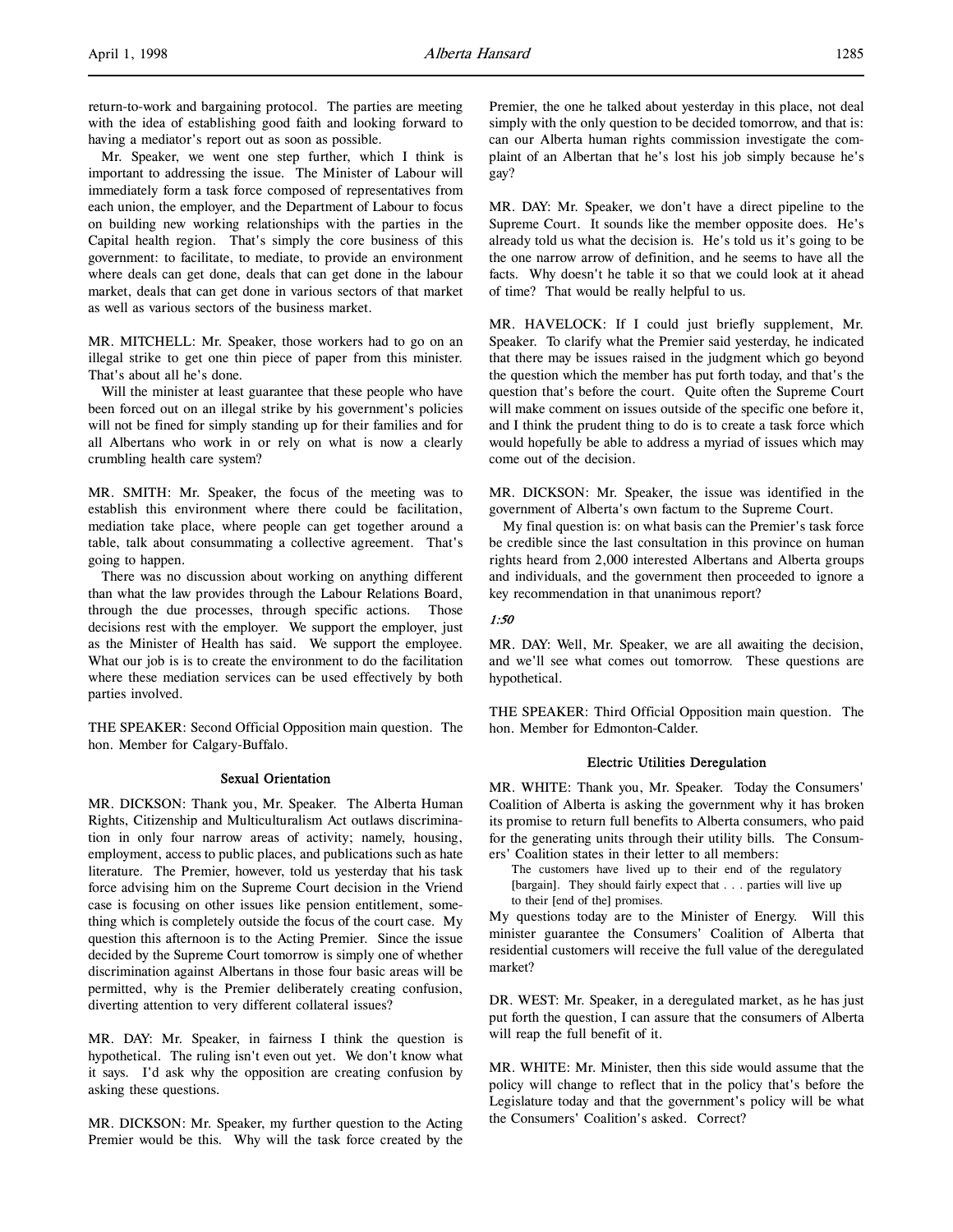return-to-work and bargaining protocol. The parties are meeting with the idea of establishing good faith and looking forward to having a mediator's report out as soon as possible.

Mr. Speaker, we went one step further, which I think is important to addressing the issue. The Minister of Labour will immediately form a task force composed of representatives from each union, the employer, and the Department of Labour to focus on building new working relationships with the parties in the Capital health region. That's simply the core business of this government: to facilitate, to mediate, to provide an environment where deals can get done, deals that can get done in the labour market, deals that can get done in various sectors of that market as well as various sectors of the business market.

MR. MITCHELL: Mr. Speaker, those workers had to go on an illegal strike to get one thin piece of paper from this minister. That's about all he's done.

Will the minister at least guarantee that these people who have been forced out on an illegal strike by his government's policies will not be fined for simply standing up for their families and for all Albertans who work in or rely on what is now a clearly crumbling health care system?

MR. SMITH: Mr. Speaker, the focus of the meeting was to establish this environment where there could be facilitation, mediation take place, where people can get together around a table, talk about consummating a collective agreement. That's going to happen.

There was no discussion about working on anything different than what the law provides through the Labour Relations Board, through the due processes, through specific actions. Those decisions rest with the employer. We support the employer, just as the Minister of Health has said. We support the employee. What our job is is to create the environment to do the facilitation where these mediation services can be used effectively by both parties involved.

THE SPEAKER: Second Official Opposition main question. The hon. Member for Calgary-Buffalo.

### Sexual Orientation

MR. DICKSON: Thank you, Mr. Speaker. The Alberta Human Rights, Citizenship and Multiculturalism Act outlaws discrimination in only four narrow areas of activity; namely, housing, employment, access to public places, and publications such as hate literature. The Premier, however, told us yesterday that his task force advising him on the Supreme Court decision in the Vriend case is focusing on other issues like pension entitlement, something which is completely outside the focus of the court case. My question this afternoon is to the Acting Premier. Since the issue decided by the Supreme Court tomorrow is simply one of whether discrimination against Albertans in those four basic areas will be permitted, why is the Premier deliberately creating confusion, diverting attention to very different collateral issues?

MR. DAY: Mr. Speaker, in fairness I think the question is hypothetical. The ruling isn't even out yet. We don't know what it says. I'd ask why the opposition are creating confusion by asking these questions.

MR. DICKSON: Mr. Speaker, my further question to the Acting Premier would be this. Why will the task force created by the Premier, the one he talked about yesterday in this place, not deal simply with the only question to be decided tomorrow, and that is: can our Alberta human rights commission investigate the complaint of an Albertan that he's lost his job simply because he's gay?

MR. DAY: Mr. Speaker, we don't have a direct pipeline to the Supreme Court. It sounds like the member opposite does. He's already told us what the decision is. He's told us it's going to be the one narrow arrow of definition, and he seems to have all the facts. Why doesn't he table it so that we could look at it ahead of time? That would be really helpful to us.

MR. HAVELOCK: If I could just briefly supplement, Mr. Speaker. To clarify what the Premier said yesterday, he indicated that there may be issues raised in the judgment which go beyond the question which the member has put forth today, and that's the question that's before the court. Quite often the Supreme Court will make comment on issues outside of the specific one before it, and I think the prudent thing to do is to create a task force which would hopefully be able to address a myriad of issues which may come out of the decision.

MR. DICKSON: Mr. Speaker, the issue was identified in the government of Alberta's own factum to the Supreme Court.

My final question is: on what basis can the Premier's task force be credible since the last consultation in this province on human rights heard from 2,000 interested Albertans and Alberta groups and individuals, and the government then proceeded to ignore a key recommendation in that unanimous report?

*1:50*

MR. DAY: Well, Mr. Speaker, we are all awaiting the decision, and we'll see what comes out tomorrow. These questions are hypothetical.

THE SPEAKER: Third Official Opposition main question. The hon. Member for Edmonton-Calder.

### Electric Utilities Deregulation

MR. WHITE: Thank you, Mr. Speaker. Today the Consumers' Coalition of Alberta is asking the government why it has broken its promise to return full benefits to Alberta consumers, who paid for the generating units through their utility bills. The Consumers' Coalition states in their letter to all members:

> The customers have lived up to their end of the regulatory [bargain]. They should fairly expect that . . . parties will live up to their [end of the] promises.

My questions today are to the Minister of Energy. Will this minister guarantee the Consumers' Coalition of Alberta that residential customers will receive the full value of the deregulated market?

DR. WEST: Mr. Speaker, in a deregulated market, as he has just put forth the question, I can assure that the consumers of Alberta will reap the full benefit of it.

MR. WHITE: Mr. Minister, then this side would assume that the policy will change to reflect that in the policy that's before the Legislature today and that the government's policy will be what the Consumers' Coalition's asked. Correct?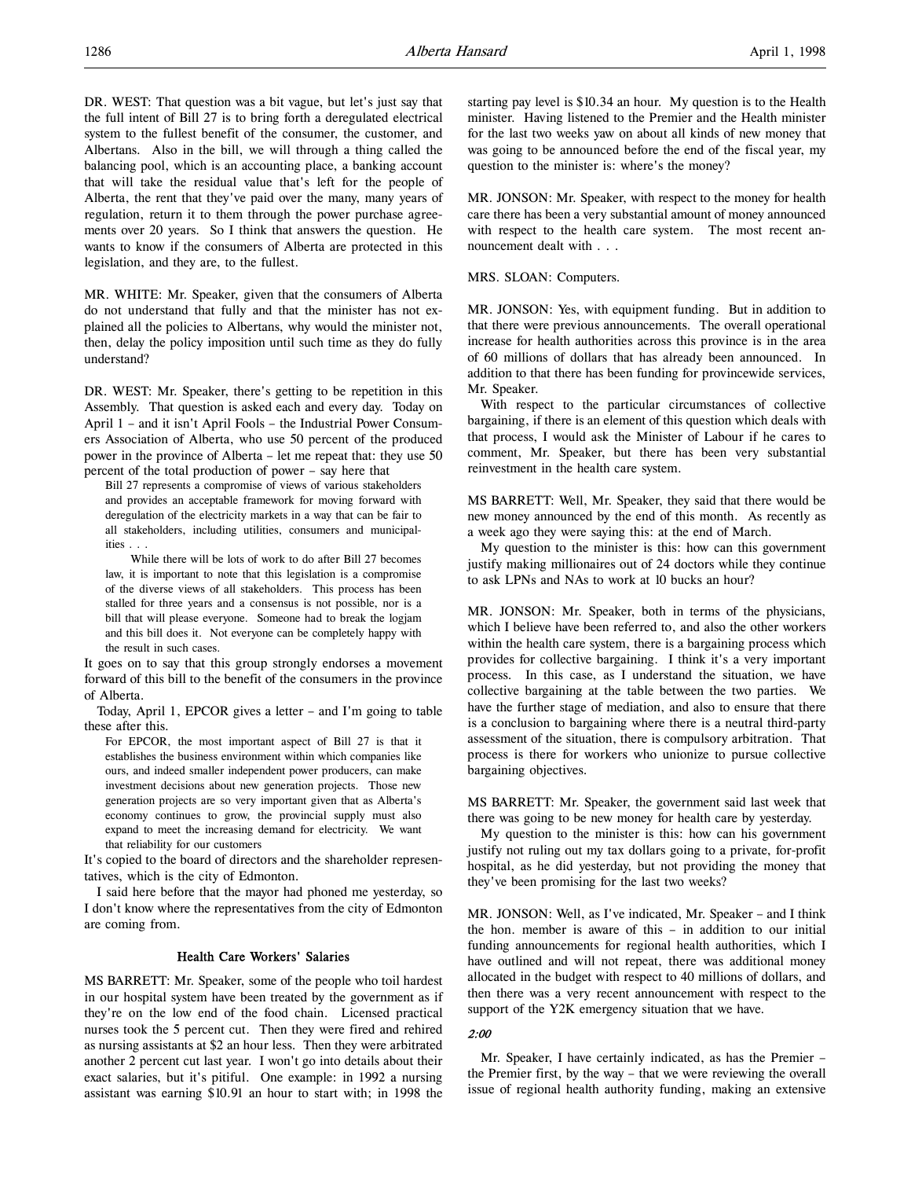DR. WEST: That question was a bit vague, but let's just say that the full intent of Bill 27 is to bring forth a deregulated electrical system to the fullest benefit of the consumer, the customer, and Albertans. Also in the bill, we will through a thing called the balancing pool, which is an accounting place, a banking account that will take the residual value that's left for the people of Alberta, the rent that they've paid over the many, many years of regulation, return it to them through the power purchase agreements over 20 years. So I think that answers the question. He wants to know if the consumers of Alberta are protected in this legislation, and they are, to the fullest.

MR. WHITE: Mr. Speaker, given that the consumers of Alberta do not understand that fully and that the minister has not explained all the policies to Albertans, why would the minister not, then, delay the policy imposition until such time as they do fully understand?

DR. WEST: Mr. Speaker, there's getting to be repetition in this Assembly. That question is asked each and every day. Today on April 1 – and it isn't April Fools – the Industrial Power Consumers Association of Alberta, who use 50 percent of the produced power in the province of Alberta – let me repeat that: they use 50 percent of the total production of power – say here that

> Bill 27 represents a compromise of views of various stakeholders and provides an acceptable framework for moving forward with deregulation of the electricity markets in a way that can be fair to all stakeholders, including utilities, consumers and municipalities . . .
>
> While there will be lots of work to do after Bill 27 becomes law, it is important to note that this legislation is a compromise of the diverse views of all stakeholders. This process has been stalled for three years and a consensus is not possible, nor is a bill that will please everyone. Someone had to break the logjam and this bill does it. Not everyone can be completely happy with the result in such cases.

It goes on to say that this group strongly endorses a movement forward of this bill to the benefit of the consumers in the province of Alberta.

Today, April 1, EPCOR gives a letter – and I'm going to table these after this.

> For EPCOR, the most important aspect of Bill 27 is that it establishes the business environment within which companies like ours, and indeed smaller independent power producers, can make investment decisions about new generation projects. Those new generation projects are so very important given that as Alberta's economy continues to grow, the provincial supply must also expand to meet the increasing demand for electricity. We want that reliability for our customers

It's copied to the board of directors and the shareholder representatives, which is the city of Edmonton.

I said here before that the mayor had phoned me yesterday, so I don't know where the representatives from the city of Edmonton are coming from.

## Health Care Workers' Salaries

MS BARRETT: Mr. Speaker, some of the people who toil hardest in our hospital system have been treated by the government as if they're on the low end of the food chain. Licensed practical nurses took the 5 percent cut. Then they were fired and rehired as nursing assistants at $2 an hour less. Then they were arbitrated another 2 percent cut last year. I won't go into details about their exact salaries, but it's pitiful. One example: in 1992 a nursing assistant was earning $10.91 an hour to start with; in 1998 the starting pay level is $10.34 an hour. My question is to the Health minister. Having listened to the Premier and the Health minister for the last two weeks yaw on about all kinds of new money that was going to be announced before the end of the fiscal year, my question to the minister is: where's the money?

MR. JONSON: Mr. Speaker, with respect to the money for health care there has been a very substantial amount of money announced with respect to the health care system. The most recent announcement dealt with . . .

MRS. SLOAN: Computers.

MR. JONSON: Yes, with equipment funding. But in addition to that there were previous announcements. The overall operational increase for health authorities across this province is in the area of 60 millions of dollars that has already been announced. In addition to that there has been funding for provincewide services, Mr. Speaker.

With respect to the particular circumstances of collective bargaining, if there is an element of this question which deals with that process, I would ask the Minister of Labour if he cares to comment, Mr. Speaker, but there has been very substantial reinvestment in the health care system.

MS BARRETT: Well, Mr. Speaker, they said that there would be new money announced by the end of this month. As recently as a week ago they were saying this: at the end of March.

My question to the minister is this: how can this government justify making millionaires out of 24 doctors while they continue to ask LPNs and NAs to work at 10 bucks an hour?

MR. JONSON: Mr. Speaker, both in terms of the physicians, which I believe have been referred to, and also the other workers within the health care system, there is a bargaining process which provides for collective bargaining. I think it's a very important process. In this case, as I understand the situation, we have collective bargaining at the table between the two parties. We have the further stage of mediation, and also to ensure that there is a conclusion to bargaining where there is a neutral third-party assessment of the situation, there is compulsory arbitration. That process is there for workers who unionize to pursue collective bargaining objectives.

MS BARRETT: Mr. Speaker, the government said last week that there was going to be new money for health care by yesterday.

My question to the minister is this: how can his government justify not ruling out my tax dollars going to a private, for-profit hospital, as he did yesterday, but not providing the money that they've been promising for the last two weeks?

MR. JONSON: Well, as I've indicated, Mr. Speaker – and I think the hon. member is aware of this – in addition to our initial funding announcements for regional health authorities, which I have outlined and will not repeat, there was additional money allocated in the budget with respect to 40 millions of dollars, and then there was a very recent announcement with respect to the support of the Y2K emergency situation that we have.

*2:00*

Mr. Speaker, I have certainly indicated, as has the Premier – the Premier first, by the way – that we were reviewing the overall issue of regional health authority funding, making an extensive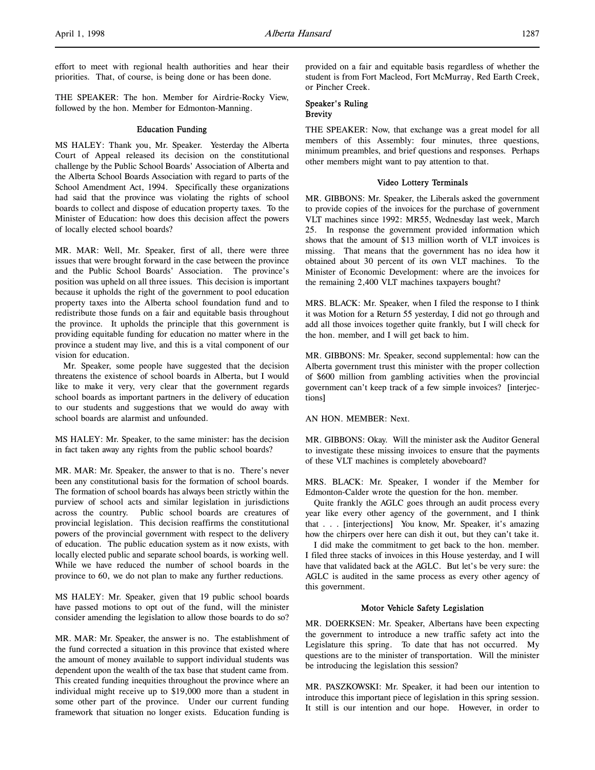effort to meet with regional health authorities and hear their priorities. That, of course, is being done or has been done.

THE SPEAKER: The hon. Member for Airdrie-Rocky View, followed by the hon. Member for Edmonton-Manning.

### Education Funding

MS HALEY: Thank you, Mr. Speaker. Yesterday the Alberta Court of Appeal released its decision on the constitutional challenge by the Public School Boards' Association of Alberta and the Alberta School Boards Association with regard to parts of the School Amendment Act, 1994. Specifically these organizations had said that the province was violating the rights of school boards to collect and dispose of education property taxes. To the Minister of Education: how does this decision affect the powers of locally elected school boards?

MR. MAR: Well, Mr. Speaker, first of all, there were three issues that were brought forward in the case between the province and the Public School Boards' Association. The province's position was upheld on all three issues. This decision is important because it upholds the right of the government to pool education property taxes into the Alberta school foundation fund and to redistribute those funds on a fair and equitable basis throughout the province. It upholds the principle that this government is providing equitable funding for education no matter where in the province a student may live, and this is a vital component of our vision for education.

Mr. Speaker, some people have suggested that the decision threatens the existence of school boards in Alberta, but I would like to make it very, very clear that the government regards school boards as important partners in the delivery of education to our students and suggestions that we would do away with school boards are alarmist and unfounded.

MS HALEY: Mr. Speaker, to the same minister: has the decision in fact taken away any rights from the public school boards?

MR. MAR: Mr. Speaker, the answer to that is no. There's never been any constitutional basis for the formation of school boards. The formation of school boards has always been strictly within the purview of school acts and similar legislation in jurisdictions across the country. Public school boards are creatures of provincial legislation. This decision reaffirms the constitutional powers of the provincial government with respect to the delivery of education. The public education system as it now exists, with locally elected public and separate school boards, is working well. While we have reduced the number of school boards in the province to 60, we do not plan to make any further reductions.

MS HALEY: Mr. Speaker, given that 19 public school boards have passed motions to opt out of the fund, will the minister consider amending the legislation to allow those boards to do so?

MR. MAR: Mr. Speaker, the answer is no. The establishment of the fund corrected a situation in this province that existed where the amount of money available to support individual students was dependent upon the wealth of the tax base that student came from. This created funding inequities throughout the province where an individual might receive up to $19,000 more than a student in some other part of the province. Under our current funding framework that situation no longer exists. Education funding is provided on a fair and equitable basis regardless of whether the student is from Fort Macleod, Fort McMurray, Red Earth Creek, or Pincher Creek.

### Speaker's Ruling
### Brevity

THE SPEAKER: Now, that exchange was a great model for all members of this Assembly: four minutes, three questions, minimum preambles, and brief questions and responses. Perhaps other members might want to pay attention to that.

### Video Lottery Terminals

MR. GIBBONS: Mr. Speaker, the Liberals asked the government to provide copies of the invoices for the purchase of government VLT machines since 1992: MR55, Wednesday last week, March 25. In response the government provided information which shows that the amount of $13 million worth of VLT invoices is missing. That means that the government has no idea how it obtained about 30 percent of its own VLT machines. To the Minister of Economic Development: where are the invoices for the remaining 2,400 VLT machines taxpayers bought?

MRS. BLACK: Mr. Speaker, when I filed the response to I think it was Motion for a Return 55 yesterday, I did not go through and add all those invoices together quite frankly, but I will check for the hon. member, and I will get back to him.

MR. GIBBONS: Mr. Speaker, second supplemental: how can the Alberta government trust this minister with the proper collection of $600 million from gambling activities when the provincial government can't keep track of a few simple invoices? [interjections]

AN HON. MEMBER: Next.

MR. GIBBONS: Okay. Will the minister ask the Auditor General to investigate these missing invoices to ensure that the payments of these VLT machines is completely aboveboard?

MRS. BLACK: Mr. Speaker, I wonder if the Member for Edmonton-Calder wrote the question for the hon. member.

Quite frankly the AGLC goes through an audit process every year like every other agency of the government, and I think that . . . [interjections] You know, Mr. Speaker, it's amazing how the chirpers over here can dish it out, but they can't take it.

I did make the commitment to get back to the hon. member. I filed three stacks of invoices in this House yesterday, and I will have that validated back at the AGLC. But let's be very sure: the AGLC is audited in the same process as every other agency of this government.

### Motor Vehicle Safety Legislation

MR. DOERKSEN: Mr. Speaker, Albertans have been expecting the government to introduce a new traffic safety act into the Legislature this spring. To date that has not occurred. My questions are to the minister of transportation. Will the minister be introducing the legislation this session?

MR. PASZKOWSKI: Mr. Speaker, it had been our intention to introduce this important piece of legislation in this spring session. It still is our intention and our hope. However, in order to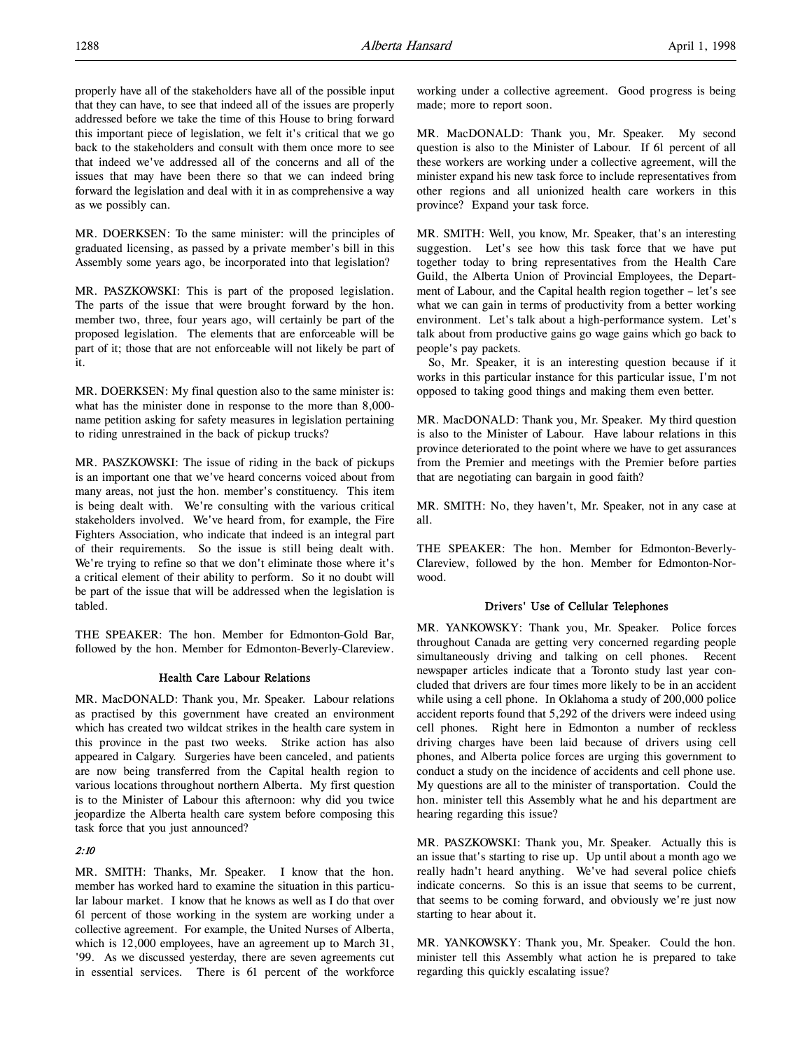properly have all of the stakeholders have all of the possible input that they can have, to see that indeed all of the issues are properly addressed before we take the time of this House to bring forward this important piece of legislation, we felt it's critical that we go back to the stakeholders and consult with them once more to see that indeed we've addressed all of the concerns and all of the issues that may have been there so that we can indeed bring forward the legislation and deal with it in as comprehensive a way as we possibly can.

MR. DOERKSEN: To the same minister: will the principles of graduated licensing, as passed by a private member's bill in this Assembly some years ago, be incorporated into that legislation?

MR. PASZKOWSKI: This is part of the proposed legislation. The parts of the issue that were brought forward by the hon. member two, three, four years ago, will certainly be part of the proposed legislation. The elements that are enforceable will be part of it; those that are not enforceable will not likely be part of it.

MR. DOERKSEN: My final question also to the same minister is: what has the minister done in response to the more than 8,000-name petition asking for safety measures in legislation pertaining to riding unrestrained in the back of pickup trucks?

MR. PASZKOWSKI: The issue of riding in the back of pickups is an important one that we've heard concerns voiced about from many areas, not just the hon. member's constituency. This item is being dealt with. We're consulting with the various critical stakeholders involved. We've heard from, for example, the Fire Fighters Association, who indicate that indeed is an integral part of their requirements. So the issue is still being dealt with. We're trying to refine so that we don't eliminate those where it's a critical element of their ability to perform. So it no doubt will be part of the issue that will be addressed when the legislation is tabled.

THE SPEAKER: The hon. Member for Edmonton-Gold Bar, followed by the hon. Member for Edmonton-Beverly-Clareview.

### Health Care Labour Relations

MR. MacDONALD: Thank you, Mr. Speaker. Labour relations as practised by this government have created an environment which has created two wildcat strikes in the health care system in this province in the past two weeks. Strike action has also appeared in Calgary. Surgeries have been canceled, and patients are now being transferred from the Capital health region to various locations throughout northern Alberta. My first question is to the Minister of Labour this afternoon: why did you twice jeopardize the Alberta health care system before composing this task force that you just announced?

*2:10*

MR. SMITH: Thanks, Mr. Speaker. I know that the hon. member has worked hard to examine the situation in this particular labour market. I know that he knows as well as I do that over 61 percent of those working in the system are working under a collective agreement. For example, the United Nurses of Alberta, which is 12,000 employees, have an agreement up to March 31, '99. As we discussed yesterday, there are seven agreements cut in essential services. There is 61 percent of the workforce working under a collective agreement. Good progress is being made; more to report soon.

MR. MacDONALD: Thank you, Mr. Speaker. My second question is also to the Minister of Labour. If 61 percent of all these workers are working under a collective agreement, will the minister expand his new task force to include representatives from other regions and all unionized health care workers in this province? Expand your task force.

MR. SMITH: Well, you know, Mr. Speaker, that's an interesting suggestion. Let's see how this task force that we have put together today to bring representatives from the Health Care Guild, the Alberta Union of Provincial Employees, the Department of Labour, and the Capital health region together – let's see what we can gain in terms of productivity from a better working environment. Let's talk about a high-performance system. Let's talk about from productive gains go wage gains which go back to people's pay packets.

So, Mr. Speaker, it is an interesting question because if it works in this particular instance for this particular issue, I'm not opposed to taking good things and making them even better.

MR. MacDONALD: Thank you, Mr. Speaker. My third question is also to the Minister of Labour. Have labour relations in this province deteriorated to the point where we have to get assurances from the Premier and meetings with the Premier before parties that are negotiating can bargain in good faith?

MR. SMITH: No, they haven't, Mr. Speaker, not in any case at all.

THE SPEAKER: The hon. Member for Edmonton-Beverly-Clareview, followed by the hon. Member for Edmonton-Norwood.

### Drivers' Use of Cellular Telephones

MR. YANKOWSKY: Thank you, Mr. Speaker. Police forces throughout Canada are getting very concerned regarding people simultaneously driving and talking on cell phones. Recent newspaper articles indicate that a Toronto study last year concluded that drivers are four times more likely to be in an accident while using a cell phone. In Oklahoma a study of 200,000 police accident reports found that 5,292 of the drivers were indeed using cell phones. Right here in Edmonton a number of reckless driving charges have been laid because of drivers using cell phones, and Alberta police forces are urging this government to conduct a study on the incidence of accidents and cell phone use. My questions are all to the minister of transportation. Could the hon. minister tell this Assembly what he and his department are hearing regarding this issue?

MR. PASZKOWSKI: Thank you, Mr. Speaker. Actually this is an issue that's starting to rise up. Up until about a month ago we really hadn't heard anything. We've had several police chiefs indicate concerns. So this is an issue that seems to be current, that seems to be coming forward, and obviously we're just now starting to hear about it.

MR. YANKOWSKY: Thank you, Mr. Speaker. Could the hon. minister tell this Assembly what action he is prepared to take regarding this quickly escalating issue?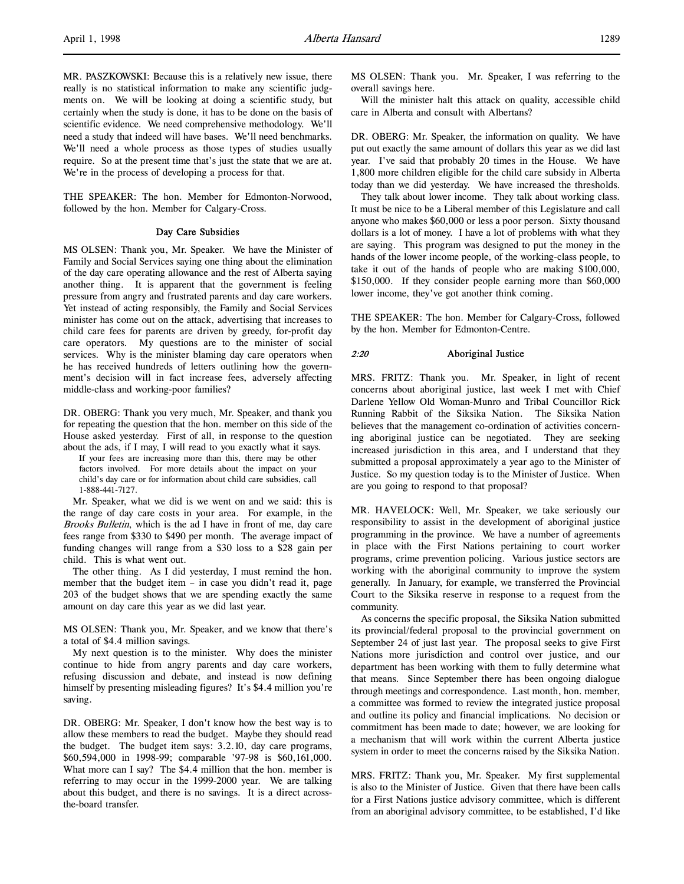MR. PASZKOWSKI: Because this is a relatively new issue, there really is no statistical information to make any scientific judgments on. We will be looking at doing a scientific study, but certainly when the study is done, it has to be done on the basis of scientific evidence. We need comprehensive methodology. We'll need a study that indeed will have bases. We'll need benchmarks. We'll need a whole process as those types of studies usually require. So at the present time that's just the state that we are at. We're in the process of developing a process for that.

THE SPEAKER: The hon. Member for Edmonton-Norwood, followed by the hon. Member for Calgary-Cross.

## Day Care Subsidies

MS OLSEN: Thank you, Mr. Speaker. We have the Minister of Family and Social Services saying one thing about the elimination of the day care operating allowance and the rest of Alberta saying another thing. It is apparent that the government is feeling pressure from angry and frustrated parents and day care workers. Yet instead of acting responsibly, the Family and Social Services minister has come out on the attack, advertising that increases to child care fees for parents are driven by greedy, for-profit day care operators. My questions are to the minister of social services. Why is the minister blaming day care operators when he has received hundreds of letters outlining how the government's decision will in fact increase fees, adversely affecting middle-class and working-poor families?

DR. OBERG: Thank you very much, Mr. Speaker, and thank you for repeating the question that the hon. member on this side of the House asked yesterday. First of all, in response to the question about the ads, if I may, I will read to you exactly what it says.

> If your fees are increasing more than this, there may be other factors involved. For more details about the impact on your child's day care or for information about child care subsidies, call 1-888-441-7127.

Mr. Speaker, what we did is we went on and we said: this is the range of day care costs in your area. For example, in the *Brooks Bulletin*, which is the ad I have in front of me, day care fees range from $330 to $490 per month. The average impact of funding changes will range from a $30 loss to a $28 gain per child. This is what went out.

The other thing. As I did yesterday, I must remind the hon. member that the budget item – in case you didn't read it, page 203 of the budget shows that we are spending exactly the same amount on day care this year as we did last year.

MS OLSEN: Thank you, Mr. Speaker, and we know that there's a total of $4.4 million savings.

My next question is to the minister. Why does the minister continue to hide from angry parents and day care workers, refusing discussion and debate, and instead is now defining himself by presenting misleading figures? It's $4.4 million you're saving.

DR. OBERG: Mr. Speaker, I don't know how the best way is to allow these members to read the budget. Maybe they should read the budget. The budget item says: 3.2.10, day care programs, $60,594,000 in 1998-99; comparable '97-98 is $60,161,000. What more can I say? The $4.4 million that the hon. member is referring to may occur in the 1999-2000 year. We are talking about this budget, and there is no savings. It is a direct across-the-board transfer.

MS OLSEN: Thank you. Mr. Speaker, I was referring to the overall savings here.

Will the minister halt this attack on quality, accessible child care in Alberta and consult with Albertans?

DR. OBERG: Mr. Speaker, the information on quality. We have put out exactly the same amount of dollars this year as we did last year. I've said that probably 20 times in the House. We have 1,800 more children eligible for the child care subsidy in Alberta today than we did yesterday. We have increased the thresholds.

They talk about lower income. They talk about working class. It must be nice to be a Liberal member of this Legislature and call anyone who makes $60,000 or less a poor person. Sixty thousand dollars is a lot of money. I have a lot of problems with what they are saying. This program was designed to put the money in the hands of the lower income people, of the working-class people, to take it out of the hands of people who are making $100,000, $150,000. If they consider people earning more than $60,000 lower income, they've got another think coming.

THE SPEAKER: The hon. Member for Calgary-Cross, followed by the hon. Member for Edmonton-Centre.

*2:20*

## Aboriginal Justice

MRS. FRITZ: Thank you. Mr. Speaker, in light of recent concerns about aboriginal justice, last week I met with Chief Darlene Yellow Old Woman-Munro and Tribal Councillor Rick Running Rabbit of the Siksika Nation. The Siksika Nation believes that the management co-ordination of activities concerning aboriginal justice can be negotiated. They are seeking increased jurisdiction in this area, and I understand that they submitted a proposal approximately a year ago to the Minister of Justice. So my question today is to the Minister of Justice. When are you going to respond to that proposal?

MR. HAVELOCK: Well, Mr. Speaker, we take seriously our responsibility to assist in the development of aboriginal justice programming in the province. We have a number of agreements in place with the First Nations pertaining to court worker programs, crime prevention policing. Various justice sectors are working with the aboriginal community to improve the system generally. In January, for example, we transferred the Provincial Court to the Siksika reserve in response to a request from the community.

As concerns the specific proposal, the Siksika Nation submitted its provincial/federal proposal to the provincial government on September 24 of just last year. The proposal seeks to give First Nations more jurisdiction and control over justice, and our department has been working with them to fully determine what that means. Since September there has been ongoing dialogue through meetings and correspondence. Last month, hon. member, a committee was formed to review the integrated justice proposal and outline its policy and financial implications. No decision or commitment has been made to date; however, we are looking for a mechanism that will work within the current Alberta justice system in order to meet the concerns raised by the Siksika Nation.

MRS. FRITZ: Thank you, Mr. Speaker. My first supplemental is also to the Minister of Justice. Given that there have been calls for a First Nations justice advisory committee, which is different from an aboriginal advisory committee, to be established, I'd like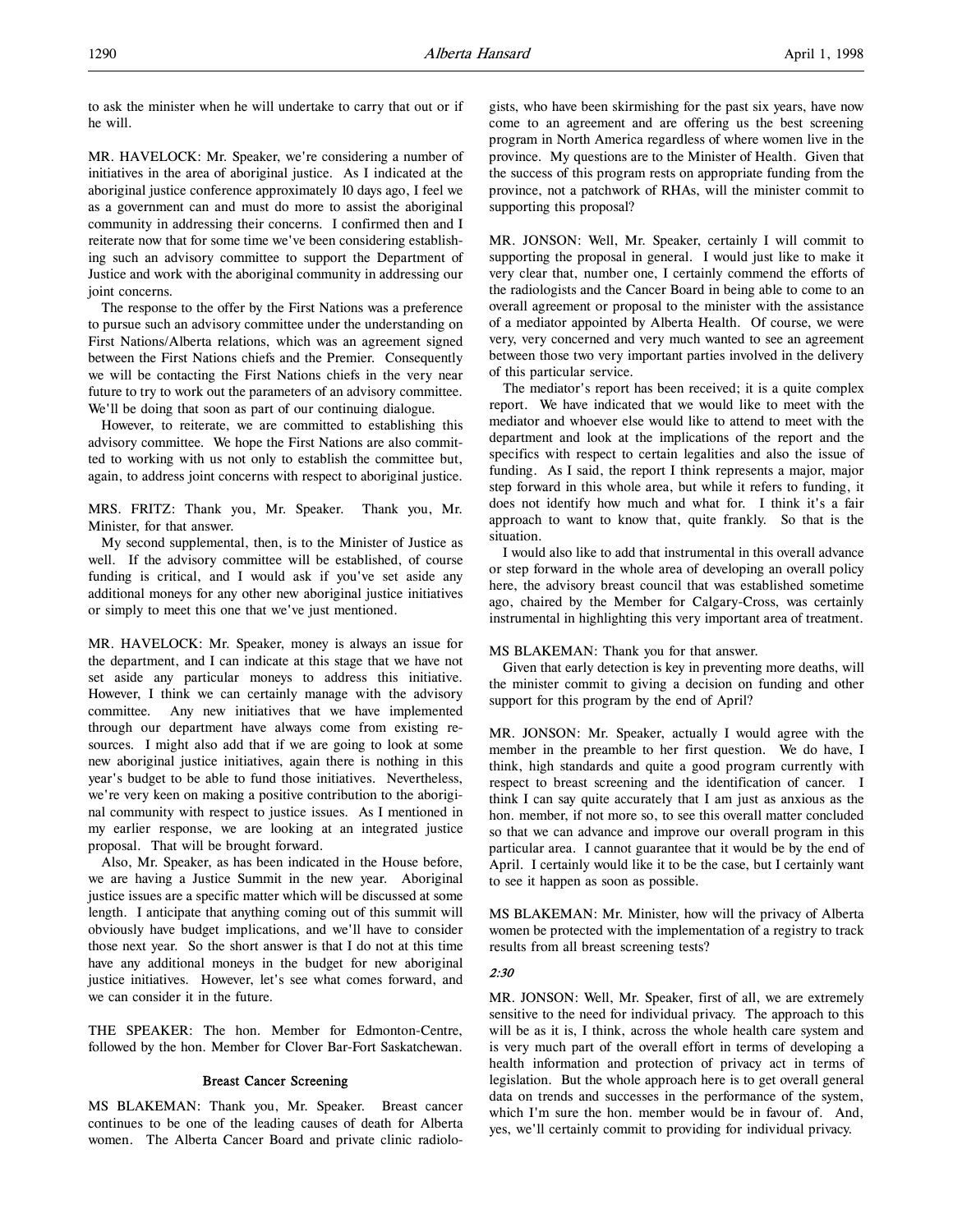to ask the minister when he will undertake to carry that out or if he will.

MR. HAVELOCK: Mr. Speaker, we're considering a number of initiatives in the area of aboriginal justice. As I indicated at the aboriginal justice conference approximately 10 days ago, I feel we as a government can and must do more to assist the aboriginal community in addressing their concerns. I confirmed then and I reiterate now that for some time we've been considering establishing such an advisory committee to support the Department of Justice and work with the aboriginal community in addressing our joint concerns.

The response to the offer by the First Nations was a preference to pursue such an advisory committee under the understanding on First Nations/Alberta relations, which was an agreement signed between the First Nations chiefs and the Premier. Consequently we will be contacting the First Nations chiefs in the very near future to try to work out the parameters of an advisory committee. We'll be doing that soon as part of our continuing dialogue.

However, to reiterate, we are committed to establishing this advisory committee. We hope the First Nations are also committed to working with us not only to establish the committee but, again, to address joint concerns with respect to aboriginal justice.

MRS. FRITZ: Thank you, Mr. Speaker. Thank you, Mr. Minister, for that answer.

My second supplemental, then, is to the Minister of Justice as well. If the advisory committee will be established, of course funding is critical, and I would ask if you've set aside any additional moneys for any other new aboriginal justice initiatives or simply to meet this one that we've just mentioned.

MR. HAVELOCK: Mr. Speaker, money is always an issue for the department, and I can indicate at this stage that we have not set aside any particular moneys to address this initiative. However, I think we can certainly manage with the advisory committee. Any new initiatives that we have implemented through our department have always come from existing resources. I might also add that if we are going to look at some new aboriginal justice initiatives, again there is nothing in this year's budget to be able to fund those initiatives. Nevertheless, we're very keen on making a positive contribution to the aboriginal community with respect to justice issues. As I mentioned in my earlier response, we are looking at an integrated justice proposal. That will be brought forward.

Also, Mr. Speaker, as has been indicated in the House before, we are having a Justice Summit in the new year. Aboriginal justice issues are a specific matter which will be discussed at some length. I anticipate that anything coming out of this summit will obviously have budget implications, and we'll have to consider those next year. So the short answer is that I do not at this time have any additional moneys in the budget for new aboriginal justice initiatives. However, let's see what comes forward, and we can consider it in the future.

THE SPEAKER: The hon. Member for Edmonton-Centre, followed by the hon. Member for Clover Bar-Fort Saskatchewan.

### Breast Cancer Screening

MS BLAKEMAN: Thank you, Mr. Speaker. Breast cancer continues to be one of the leading causes of death for Alberta women. The Alberta Cancer Board and private clinic radiologists, who have been skirmishing for the past six years, have now come to an agreement and are offering us the best screening program in North America regardless of where women live in the province. My questions are to the Minister of Health. Given that the success of this program rests on appropriate funding from the province, not a patchwork of RHAs, will the minister commit to supporting this proposal?

MR. JONSON: Well, Mr. Speaker, certainly I will commit to supporting the proposal in general. I would just like to make it very clear that, number one, I certainly commend the efforts of the radiologists and the Cancer Board in being able to come to an overall agreement or proposal to the minister with the assistance of a mediator appointed by Alberta Health. Of course, we were very, very concerned and very much wanted to see an agreement between those two very important parties involved in the delivery of this particular service.

The mediator's report has been received; it is a quite complex report. We have indicated that we would like to meet with the mediator and whoever else would like to attend to meet with the department and look at the implications of the report and the specifics with respect to certain legalities and also the issue of funding. As I said, the report I think represents a major, major step forward in this whole area, but while it refers to funding, it does not identify how much and what for. I think it's a fair approach to want to know that, quite frankly. So that is the situation.

I would also like to add that instrumental in this overall advance or step forward in the whole area of developing an overall policy here, the advisory breast council that was established sometime ago, chaired by the Member for Calgary-Cross, was certainly instrumental in highlighting this very important area of treatment.

MS BLAKEMAN: Thank you for that answer.

Given that early detection is key in preventing more deaths, will the minister commit to giving a decision on funding and other support for this program by the end of April?

MR. JONSON: Mr. Speaker, actually I would agree with the member in the preamble to her first question. We do have, I think, high standards and quite a good program currently with respect to breast screening and the identification of cancer. I think I can say quite accurately that I am just as anxious as the hon. member, if not more so, to see this overall matter concluded so that we can advance and improve our overall program in this particular area. I cannot guarantee that it would be by the end of April. I certainly would like it to be the case, but I certainly want to see it happen as soon as possible.

MS BLAKEMAN: Mr. Minister, how will the privacy of Alberta women be protected with the implementation of a registry to track results from all breast screening tests?

*2:30*

MR. JONSON: Well, Mr. Speaker, first of all, we are extremely sensitive to the need for individual privacy. The approach to this will be as it is, I think, across the whole health care system and is very much part of the overall effort in terms of developing a health information and protection of privacy act in terms of legislation. But the whole approach here is to get overall general data on trends and successes in the performance of the system, which I'm sure the hon. member would be in favour of. And, yes, we'll certainly commit to providing for individual privacy.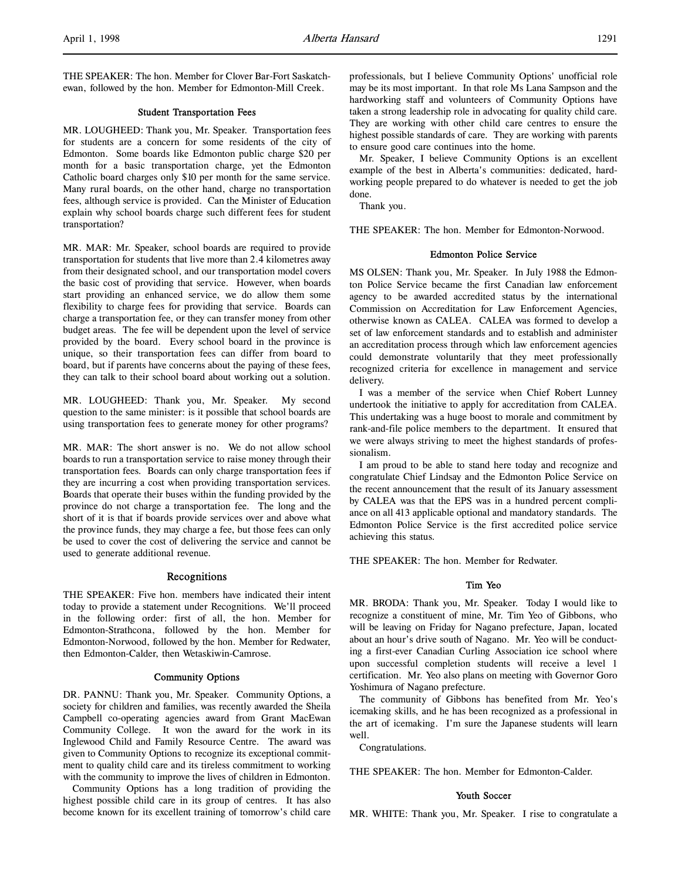THE SPEAKER: The hon. Member for Clover Bar-Fort Saskatchewan, followed by the hon. Member for Edmonton-Mill Creek.

### Student Transportation Fees

MR. LOUGHEED: Thank you, Mr. Speaker. Transportation fees for students are a concern for some residents of the city of Edmonton. Some boards like Edmonton public charge $20 per month for a basic transportation charge, yet the Edmonton Catholic board charges only $10 per month for the same service. Many rural boards, on the other hand, charge no transportation fees, although service is provided. Can the Minister of Education explain why school boards charge such different fees for student transportation?

MR. MAR: Mr. Speaker, school boards are required to provide transportation for students that live more than 2.4 kilometres away from their designated school, and our transportation model covers the basic cost of providing that service. However, when boards start providing an enhanced service, we do allow them some flexibility to charge fees for providing that service. Boards can charge a transportation fee, or they can transfer money from other budget areas. The fee will be dependent upon the level of service provided by the board. Every school board in the province is unique, so their transportation fees can differ from board to board, but if parents have concerns about the paying of these fees, they can talk to their school board about working out a solution.

MR. LOUGHEED: Thank you, Mr. Speaker. My second question to the same minister: is it possible that school boards are using transportation fees to generate money for other programs?

MR. MAR: The short answer is no. We do not allow school boards to run a transportation service to raise money through their transportation fees. Boards can only charge transportation fees if they are incurring a cost when providing transportation services. Boards that operate their buses within the funding provided by the province do not charge a transportation fee. The long and the short of it is that if boards provide services over and above what the province funds, they may charge a fee, but those fees can only be used to cover the cost of delivering the service and cannot be used to generate additional revenue.

## Recognitions

THE SPEAKER: Five hon. members have indicated their intent today to provide a statement under Recognitions. We'll proceed in the following order: first of all, the hon. Member for Edmonton-Strathcona, followed by the hon. Member for Edmonton-Norwood, followed by the hon. Member for Redwater, then Edmonton-Calder, then Wetaskiwin-Camrose.

### Community Options

DR. PANNU: Thank you, Mr. Speaker. Community Options, a society for children and families, was recently awarded the Sheila Campbell co-operating agencies award from Grant MacEwan Community College. It won the award for the work in its Inglewood Child and Family Resource Centre. The award was given to Community Options to recognize its exceptional commitment to quality child care and its tireless commitment to working with the community to improve the lives of children in Edmonton.

Community Options has a long tradition of providing the highest possible child care in its group of centres. It has also become known for its excellent training of tomorrow's child care professionals, but I believe Community Options' unofficial role may be its most important. In that role Ms Lana Sampson and the hardworking staff and volunteers of Community Options have taken a strong leadership role in advocating for quality child care. They are working with other child care centres to ensure the highest possible standards of care. They are working with parents to ensure good care continues into the home.

Mr. Speaker, I believe Community Options is an excellent example of the best in Alberta's communities: dedicated, hardworking people prepared to do whatever is needed to get the job done.

Thank you.

THE SPEAKER: The hon. Member for Edmonton-Norwood.

### Edmonton Police Service

MS OLSEN: Thank you, Mr. Speaker. In July 1988 the Edmonton Police Service became the first Canadian law enforcement agency to be awarded accredited status by the international Commission on Accreditation for Law Enforcement Agencies, otherwise known as CALEA. CALEA was formed to develop a set of law enforcement standards and to establish and administer an accreditation process through which law enforcement agencies could demonstrate voluntarily that they meet professionally recognized criteria for excellence in management and service delivery.

I was a member of the service when Chief Robert Lunney undertook the initiative to apply for accreditation from CALEA. This undertaking was a huge boost to morale and commitment by rank-and-file police members to the department. It ensured that we were always striving to meet the highest standards of professionalism.

I am proud to be able to stand here today and recognize and congratulate Chief Lindsay and the Edmonton Police Service on the recent announcement that the result of its January assessment by CALEA was that the EPS was in a hundred percent compliance on all 413 applicable optional and mandatory standards. The Edmonton Police Service is the first accredited police service achieving this status.

THE SPEAKER: The hon. Member for Redwater.

### Tim Yeo

MR. BRODA: Thank you, Mr. Speaker. Today I would like to recognize a constituent of mine, Mr. Tim Yeo of Gibbons, who will be leaving on Friday for Nagano prefecture, Japan, located about an hour's drive south of Nagano. Mr. Yeo will be conducting a first-ever Canadian Curling Association ice school where upon successful completion students will receive a level 1 certification. Mr. Yeo also plans on meeting with Governor Goro Yoshimura of Nagano prefecture.

The community of Gibbons has benefited from Mr. Yeo's icemaking skills, and he has been recognized as a professional in the art of icemaking. I'm sure the Japanese students will learn well.

Congratulations.

THE SPEAKER: The hon. Member for Edmonton-Calder.

### Youth Soccer

MR. WHITE: Thank you, Mr. Speaker. I rise to congratulate a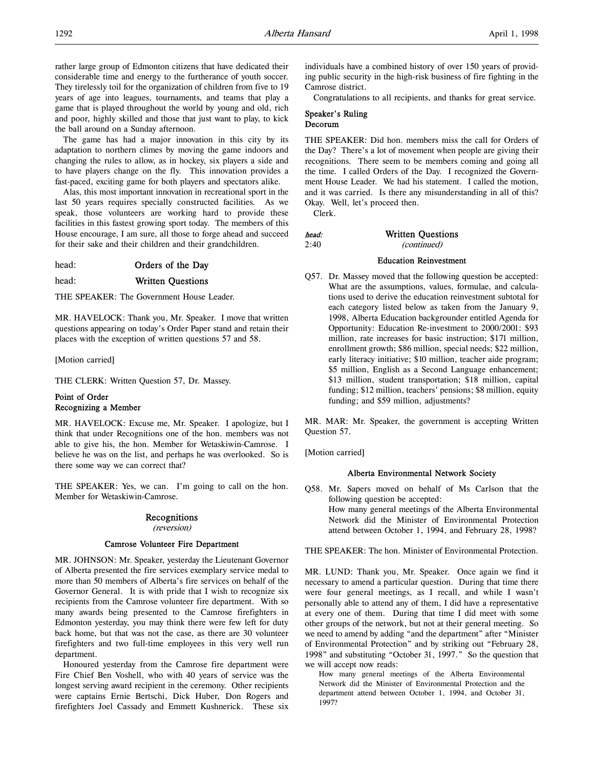rather large group of Edmonton citizens that have dedicated their considerable time and energy to the furtherance of youth soccer. They tirelessly toil for the organization of children from five to 19 years of age into leagues, tournaments, and teams that play a game that is played throughout the world by young and old, rich and poor, highly skilled and those that just want to play, to kick the ball around on a Sunday afternoon.

The game has had a major innovation in this city by its adaptation to northern climes by moving the game indoors and changing the rules to allow, as in hockey, six players a side and to have players change on the fly. This innovation provides a fast-paced, exciting game for both players and spectators alike.

Alas, this most important innovation in recreational sport in the last 50 years requires specially constructed facilities. As we speak, those volunteers are working hard to provide these facilities in this fastest growing sport today. The members of this House encourage, I am sure, all those to forge ahead and succeed for their sake and their children and their grandchildren.

head: **Orders of the Day**

head: **Written Questions**

THE SPEAKER: The Government House Leader.

MR. HAVELOCK: Thank you, Mr. Speaker. I move that written questions appearing on today's Order Paper stand and retain their places with the exception of written questions 57 and 58.

[Motion carried]

THE CLERK: Written Question 57, Dr. Massey.

**Point of Order**
**Recognizing a Member**

MR. HAVELOCK: Excuse me, Mr. Speaker. I apologize, but I think that under Recognitions one of the hon. members was not able to give his, the hon. Member for Wetaskiwin-Camrose. I believe he was on the list, and perhaps he was overlooked. So is there some way we can correct that?

THE SPEAKER: Yes, we can. I'm going to call on the hon. Member for Wetaskiwin-Camrose.

## Recognitions
*(reversion)*

### Camrose Volunteer Fire Department

MR. JOHNSON: Mr. Speaker, yesterday the Lieutenant Governor of Alberta presented the fire services exemplary service medal to more than 50 members of Alberta's fire services on behalf of the Governor General. It is with pride that I wish to recognize six recipients from the Camrose volunteer fire department. With so many awards being presented to the Camrose firefighters in Edmonton yesterday, you may think there were few left for duty back home, but that was not the case, as there are 30 volunteer firefighters and two full-time employees in this very well run department.

Honoured yesterday from the Camrose fire department were Fire Chief Ben Voshell, who with 40 years of service was the longest serving award recipient in the ceremony. Other recipients were captains Ernie Bertschi, Dick Huber, Don Rogers and firefighters Joel Cassady and Emmett Kushnerick. These six individuals have a combined history of over 150 years of providing public security in the high-risk business of fire fighting in the Camrose district.

Congratulations to all recipients, and thanks for great service.

**Speaker's Ruling**
**Decorum**

THE SPEAKER: Did hon. members miss the call for Orders of the Day? There's a lot of movement when people are giving their recognitions. There seem to be members coming and going all the time. I called Orders of the Day. I recognized the Government House Leader. We had his statement. I called the motion, and it was carried. Is there any misunderstanding in all of this? Okay. Well, let's proceed then.

Clerk.

*head:* **Written Questions**
2:40 *(continued)*

### Education Reinvestment

Q57. Dr. Massey moved that the following question be accepted: What are the assumptions, values, formulae, and calculations used to derive the education reinvestment subtotal for each category listed below as taken from the January 9, 1998, Alberta Education backgrounder entitled Agenda for Opportunity: Education Re-investment to 2000/2001: $93 million, rate increases for basic instruction; $171 million, enrollment growth; $86 million, special needs; $22 million, early literacy initiative; $10 million, teacher aide program; $5 million, English as a Second Language enhancement; $13 million, student transportation; $18 million, capital funding; $12 million, teachers' pensions; $8 million, equity funding; and $59 million, adjustments?

MR. MAR: Mr. Speaker, the government is accepting Written Question 57.

[Motion carried]

### Alberta Environmental Network Society

Q58. Mr. Sapers moved on behalf of Ms Carlson that the following question be accepted:
How many general meetings of the Alberta Environmental Network did the Minister of Environmental Protection attend between October 1, 1994, and February 28, 1998?

THE SPEAKER: The hon. Minister of Environmental Protection.

MR. LUND: Thank you, Mr. Speaker. Once again we find it necessary to amend a particular question. During that time there were four general meetings, as I recall, and while I wasn't personally able to attend any of them, I did have a representative at every one of them. During that time I did meet with some other groups of the network, but not at their general meeting. So we need to amend by adding "and the department" after "Minister of Environmental Protection" and by striking out "February 28, 1998" and substituting "October 31, 1997." So the question that we will accept now reads:

> How many general meetings of the Alberta Environmental Network did the Minister of Environmental Protection and the department attend between October 1, 1994, and October 31, 1997?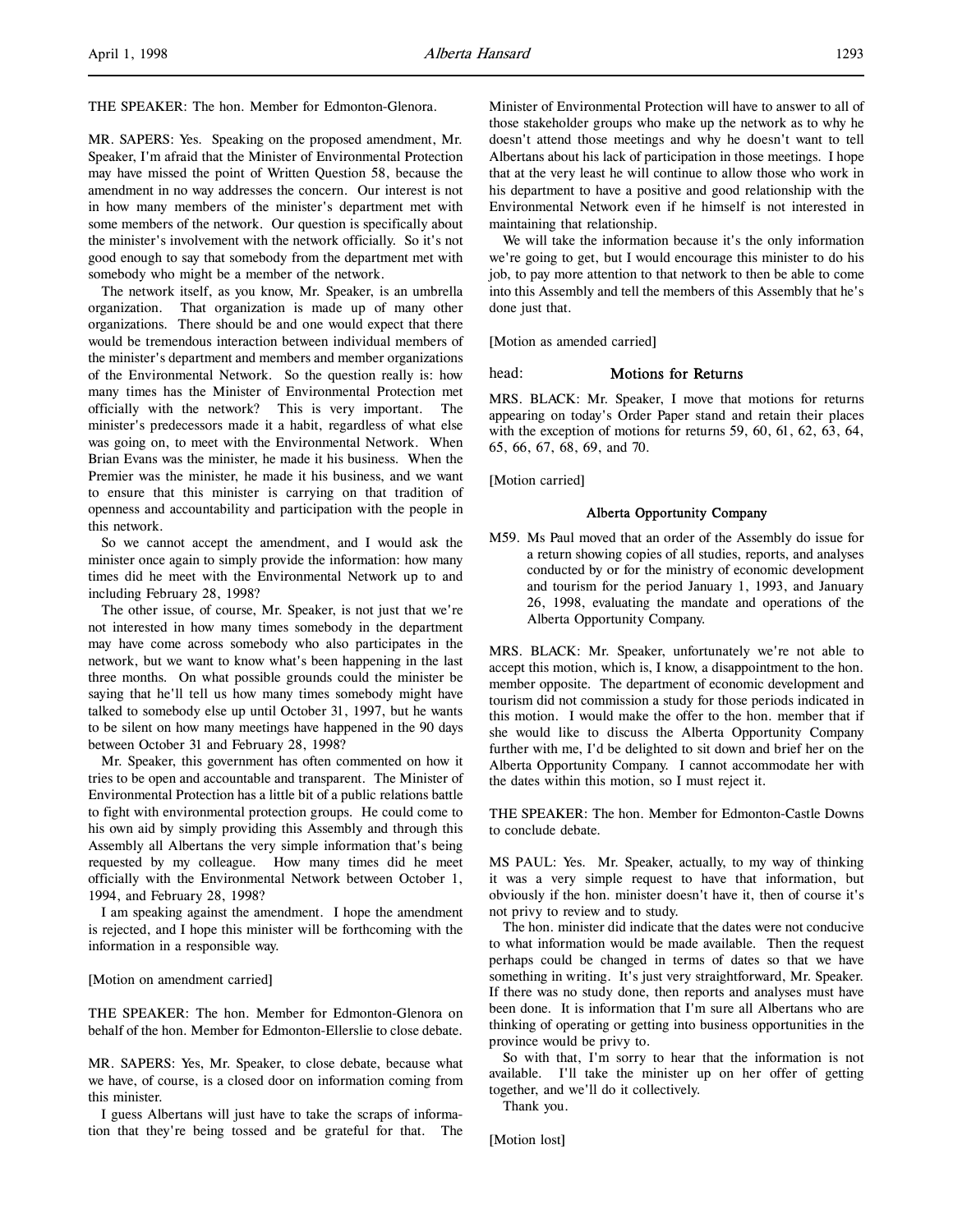THE SPEAKER: The hon. Member for Edmonton-Glenora.

MR. SAPERS: Yes. Speaking on the proposed amendment, Mr. Speaker, I'm afraid that the Minister of Environmental Protection may have missed the point of Written Question 58, because the amendment in no way addresses the concern. Our interest is not in how many members of the minister's department met with some members of the network. Our question is specifically about the minister's involvement with the network officially. So it's not good enough to say that somebody from the department met with somebody who might be a member of the network.

The network itself, as you know, Mr. Speaker, is an umbrella organization. That organization is made up of many other organizations. There should be and one would expect that there would be tremendous interaction between individual members of the minister's department and members and member organizations of the Environmental Network. So the question really is: how many times has the Minister of Environmental Protection met officially with the network? This is very important. The minister's predecessors made it a habit, regardless of what else was going on, to meet with the Environmental Network. When Brian Evans was the minister, he made it his business. When the Premier was the minister, he made it his business, and we want to ensure that this minister is carrying on that tradition of openness and accountability and participation with the people in this network.

So we cannot accept the amendment, and I would ask the minister once again to simply provide the information: how many times did he meet with the Environmental Network up to and including February 28, 1998?

The other issue, of course, Mr. Speaker, is not just that we're not interested in how many times somebody in the department may have come across somebody who also participates in the network, but we want to know what's been happening in the last three months. On what possible grounds could the minister be saying that he'll tell us how many times somebody might have talked to somebody else up until October 31, 1997, but he wants to be silent on how many meetings have happened in the 90 days between October 31 and February 28, 1998?

Mr. Speaker, this government has often commented on how it tries to be open and accountable and transparent. The Minister of Environmental Protection has a little bit of a public relations battle to fight with environmental protection groups. He could come to his own aid by simply providing this Assembly and through this Assembly all Albertans the very simple information that's being requested by my colleague. How many times did he meet officially with the Environmental Network between October 1, 1994, and February 28, 1998?

I am speaking against the amendment. I hope the amendment is rejected, and I hope this minister will be forthcoming with the information in a responsible way.

[Motion on amendment carried]

THE SPEAKER: The hon. Member for Edmonton-Glenora on behalf of the hon. Member for Edmonton-Ellerslie to close debate.

MR. SAPERS: Yes, Mr. Speaker, to close debate, because what we have, of course, is a closed door on information coming from this minister.

I guess Albertans will just have to take the scraps of information that they're being tossed and be grateful for that. The Minister of Environmental Protection will have to answer to all of those stakeholder groups who make up the network as to why he doesn't attend those meetings and why he doesn't want to tell Albertans about his lack of participation in those meetings. I hope that at the very least he will continue to allow those who work in his department to have a positive and good relationship with the Environmental Network even if he himself is not interested in maintaining that relationship.

We will take the information because it's the only information we're going to get, but I would encourage this minister to do his job, to pay more attention to that network to then be able to come into this Assembly and tell the members of this Assembly that he's done just that.

[Motion as amended carried]

## head: Motions for Returns

MRS. BLACK: Mr. Speaker, I move that motions for returns appearing on today's Order Paper stand and retain their places with the exception of motions for returns 59, 60, 61, 62, 63, 64, 65, 66, 67, 68, 69, and 70.

[Motion carried]

### Alberta Opportunity Company

M59. Ms Paul moved that an order of the Assembly do issue for a return showing copies of all studies, reports, and analyses conducted by or for the ministry of economic development and tourism for the period January 1, 1993, and January 26, 1998, evaluating the mandate and operations of the Alberta Opportunity Company.

MRS. BLACK: Mr. Speaker, unfortunately we're not able to accept this motion, which is, I know, a disappointment to the hon. member opposite. The department of economic development and tourism did not commission a study for those periods indicated in this motion. I would make the offer to the hon. member that if she would like to discuss the Alberta Opportunity Company further with me, I'd be delighted to sit down and brief her on the Alberta Opportunity Company. I cannot accommodate her with the dates within this motion, so I must reject it.

THE SPEAKER: The hon. Member for Edmonton-Castle Downs to conclude debate.

MS PAUL: Yes. Mr. Speaker, actually, to my way of thinking it was a very simple request to have that information, but obviously if the hon. minister doesn't have it, then of course it's not privy to review and to study.

The hon. minister did indicate that the dates were not conducive to what information would be made available. Then the request perhaps could be changed in terms of dates so that we have something in writing. It's just very straightforward, Mr. Speaker. If there was no study done, then reports and analyses must have been done. It is information that I'm sure all Albertans who are thinking of operating or getting into business opportunities in the province would be privy to.

So with that, I'm sorry to hear that the information is not available. I'll take the minister up on her offer of getting together, and we'll do it collectively.

Thank you.

[Motion lost]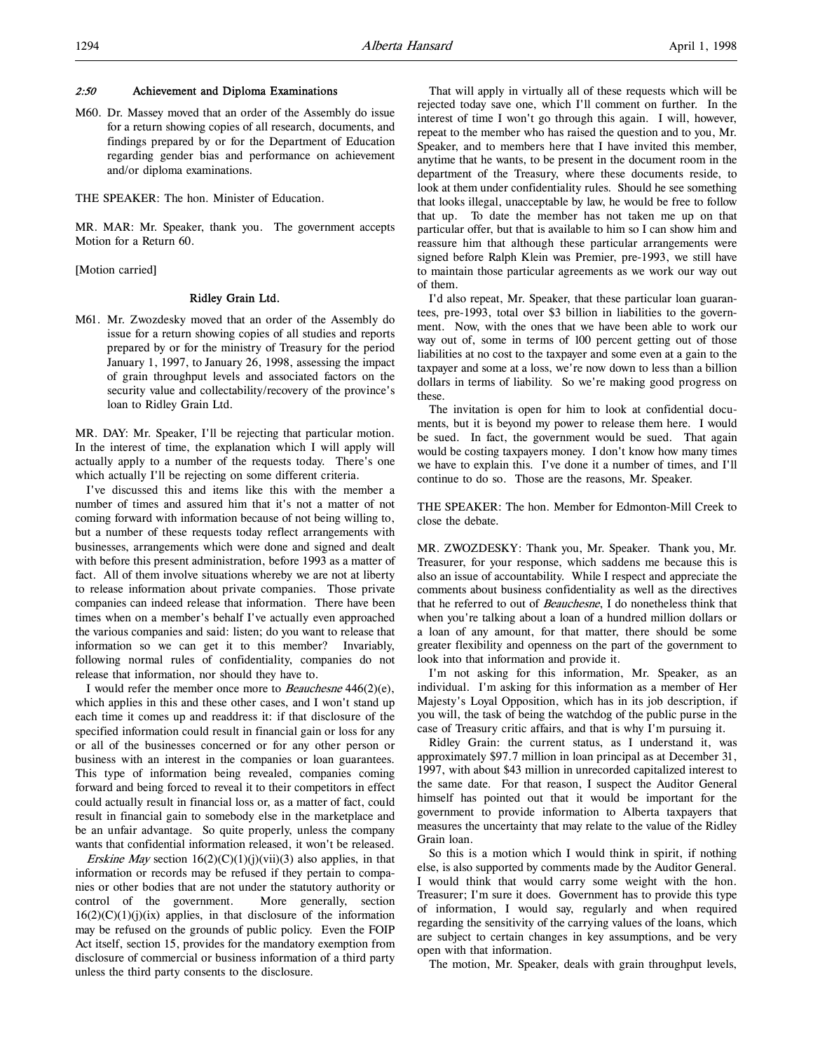## 2:50 Achievement and Diploma Examinations

M60. Dr. Massey moved that an order of the Assembly do issue for a return showing copies of all research, documents, and findings prepared by or for the Department of Education regarding gender bias and performance on achievement and/or diploma examinations.

THE SPEAKER: The hon. Minister of Education.

MR. MAR: Mr. Speaker, thank you. The government accepts Motion for a Return 60.

[Motion carried]

## Ridley Grain Ltd.

M61. Mr. Zwozdesky moved that an order of the Assembly do issue for a return showing copies of all studies and reports prepared by or for the ministry of Treasury for the period January 1, 1997, to January 26, 1998, assessing the impact of grain throughput levels and associated factors on the security value and collectability/recovery of the province's loan to Ridley Grain Ltd.

MR. DAY: Mr. Speaker, I'll be rejecting that particular motion. In the interest of time, the explanation which I will apply will actually apply to a number of the requests today. There's one which actually I'll be rejecting on some different criteria.

I've discussed this and items like this with the member a number of times and assured him that it's not a matter of not coming forward with information because of not being willing to, but a number of these requests today reflect arrangements with businesses, arrangements which were done and signed and dealt with before this present administration, before 1993 as a matter of fact. All of them involve situations whereby we are not at liberty to release information about private companies. Those private companies can indeed release that information. There have been times when on a member's behalf I've actually even approached the various companies and said: listen; do you want to release that information so we can get it to this member? Invariably, following normal rules of confidentiality, companies do not release that information, nor should they have to.

I would refer the member once more to *Beauchesne* 446(2)(e), which applies in this and these other cases, and I won't stand up each time it comes up and readdress it: if that disclosure of the specified information could result in financial gain or loss for any or all of the businesses concerned or for any other person or business with an interest in the companies or loan guarantees. This type of information being revealed, companies coming forward and being forced to reveal it to their competitors in effect could actually result in financial loss or, as a matter of fact, could result in financial gain to somebody else in the marketplace and be an unfair advantage. So quite properly, unless the company wants that confidential information released, it won't be released.

*Erskine May* section 16(2)(C)(1)(j)(vii)(3) also applies, in that information or records may be refused if they pertain to companies or other bodies that are not under the statutory authority or control of the government. More generally, section 16(2)(C)(1)(j)(ix) applies, in that disclosure of the information may be refused on the grounds of public policy. Even the FOIP Act itself, section 15, provides for the mandatory exemption from disclosure of commercial or business information of a third party unless the third party consents to the disclosure.

That will apply in virtually all of these requests which will be rejected today save one, which I'll comment on further. In the interest of time I won't go through this again. I will, however, repeat to the member who has raised the question and to you, Mr. Speaker, and to members here that I have invited this member, anytime that he wants, to be present in the document room in the department of the Treasury, where these documents reside, to look at them under confidentiality rules. Should he see something that looks illegal, unacceptable by law, he would be free to follow that up. To date the member has not taken me up on that particular offer, but that is available to him so I can show him and reassure him that although these particular arrangements were signed before Ralph Klein was Premier, pre-1993, we still have to maintain those particular agreements as we work our way out of them.

I'd also repeat, Mr. Speaker, that these particular loan guarantees, pre-1993, total over $3 billion in liabilities to the government. Now, with the ones that we have been able to work our way out of, some in terms of 100 percent getting out of those liabilities at no cost to the taxpayer and some even at a gain to the taxpayer and some at a loss, we're now down to less than a billion dollars in terms of liability. So we're making good progress on these.

The invitation is open for him to look at confidential documents, but it is beyond my power to release them here. I would be sued. In fact, the government would be sued. That again would be costing taxpayers money. I don't know how many times we have to explain this. I've done it a number of times, and I'll continue to do so. Those are the reasons, Mr. Speaker.

THE SPEAKER: The hon. Member for Edmonton-Mill Creek to close the debate.

MR. ZWOZDESKY: Thank you, Mr. Speaker. Thank you, Mr. Treasurer, for your response, which saddens me because this is also an issue of accountability. While I respect and appreciate the comments about business confidentiality as well as the directives that he referred to out of *Beauchesne*, I do nonetheless think that when you're talking about a loan of a hundred million dollars or a loan of any amount, for that matter, there should be some greater flexibility and openness on the part of the government to look into that information and provide it.

I'm not asking for this information, Mr. Speaker, as an individual. I'm asking for this information as a member of Her Majesty's Loyal Opposition, which has in its job description, if you will, the task of being the watchdog of the public purse in the case of Treasury critic affairs, and that is why I'm pursuing it.

Ridley Grain: the current status, as I understand it, was approximately $97.7 million in loan principal as at December 31, 1997, with about $43 million in unrecorded capitalized interest to the same date. For that reason, I suspect the Auditor General himself has pointed out that it would be important for the government to provide information to Alberta taxpayers that measures the uncertainty that may relate to the value of the Ridley Grain loan.

So this is a motion which I would think in spirit, if nothing else, is also supported by comments made by the Auditor General. I would think that would carry some weight with the hon. Treasurer; I'm sure it does. Government has to provide this type of information, I would say, regularly and when required regarding the sensitivity of the carrying values of the loans, which are subject to certain changes in key assumptions, and be very open with that information.

The motion, Mr. Speaker, deals with grain throughput levels,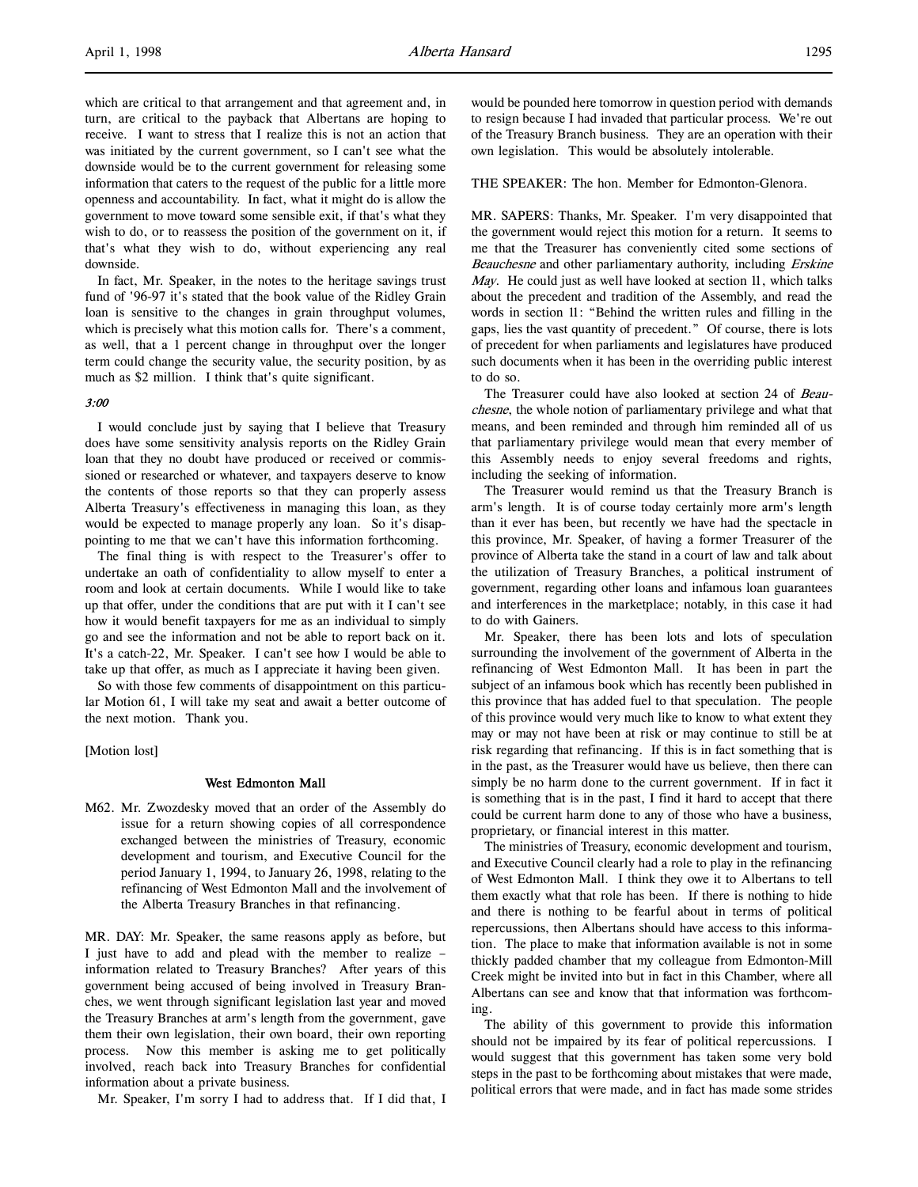which are critical to that arrangement and that agreement and, in turn, are critical to the payback that Albertans are hoping to receive. I want to stress that I realize this is not an action that was initiated by the current government, so I can't see what the downside would be to the current government for releasing some information that caters to the request of the public for a little more openness and accountability. In fact, what it might do is allow the government to move toward some sensible exit, if that's what they wish to do, or to reassess the position of the government on it, if that's what they wish to do, without experiencing any real downside.

In fact, Mr. Speaker, in the notes to the heritage savings trust fund of '96-97 it's stated that the book value of the Ridley Grain loan is sensitive to the changes in grain throughput volumes, which is precisely what this motion calls for. There's a comment, as well, that a 1 percent change in throughput over the longer term could change the security value, the security position, by as much as $2 million. I think that's quite significant.

*3:00*

I would conclude just by saying that I believe that Treasury does have some sensitivity analysis reports on the Ridley Grain loan that they no doubt have produced or received or commissioned or researched or whatever, and taxpayers deserve to know the contents of those reports so that they can properly assess Alberta Treasury's effectiveness in managing this loan, as they would be expected to manage properly any loan. So it's disappointing to me that we can't have this information forthcoming.

The final thing is with respect to the Treasurer's offer to undertake an oath of confidentiality to allow myself to enter a room and look at certain documents. While I would like to take up that offer, under the conditions that are put with it I can't see how it would benefit taxpayers for me as an individual to simply go and see the information and not be able to report back on it. It's a catch-22, Mr. Speaker. I can't see how I would be able to take up that offer, as much as I appreciate it having been given.

So with those few comments of disappointment on this particular Motion 61, I will take my seat and await a better outcome of the next motion. Thank you.

[Motion lost]

### West Edmonton Mall

M62. Mr. Zwozdesky moved that an order of the Assembly do issue for a return showing copies of all correspondence exchanged between the ministries of Treasury, economic development and tourism, and Executive Council for the period January 1, 1994, to January 26, 1998, relating to the refinancing of West Edmonton Mall and the involvement of the Alberta Treasury Branches in that refinancing.

MR. DAY: Mr. Speaker, the same reasons apply as before, but I just have to add and plead with the member to realize – information related to Treasury Branches? After years of this government being accused of being involved in Treasury Branches, we went through significant legislation last year and moved the Treasury Branches at arm's length from the government, gave them their own legislation, their own board, their own reporting process. Now this member is asking me to get politically involved, reach back into Treasury Branches for confidential information about a private business.

Mr. Speaker, I'm sorry I had to address that. If I did that, I would be pounded here tomorrow in question period with demands to resign because I had invaded that particular process. We're out of the Treasury Branch business. They are an operation with their own legislation. This would be absolutely intolerable.

THE SPEAKER: The hon. Member for Edmonton-Glenora.

MR. SAPERS: Thanks, Mr. Speaker. I'm very disappointed that the government would reject this motion for a return. It seems to me that the Treasurer has conveniently cited some sections of *Beauchesne* and other parliamentary authority, including *Erskine May*. He could just as well have looked at section 11, which talks about the precedent and tradition of the Assembly, and read the words in section 11: "Behind the written rules and filling in the gaps, lies the vast quantity of precedent." Of course, there is lots of precedent for when parliaments and legislatures have produced such documents when it has been in the overriding public interest to do so.

The Treasurer could have also looked at section 24 of *Beauchesne*, the whole notion of parliamentary privilege and what that means, and been reminded and through him reminded all of us that parliamentary privilege would mean that every member of this Assembly needs to enjoy several freedoms and rights, including the seeking of information.

The Treasurer would remind us that the Treasury Branch is arm's length. It is of course today certainly more arm's length than it ever has been, but recently we have had the spectacle in this province, Mr. Speaker, of having a former Treasurer of the province of Alberta take the stand in a court of law and talk about the utilization of Treasury Branches, a political instrument of government, regarding other loans and infamous loan guarantees and interferences in the marketplace; notably, in this case it had to do with Gainers.

Mr. Speaker, there has been lots and lots of speculation surrounding the involvement of the government of Alberta in the refinancing of West Edmonton Mall. It has been in part the subject of an infamous book which has recently been published in this province that has added fuel to that speculation. The people of this province would very much like to know to what extent they may or may not have been at risk or may continue to still be at risk regarding that refinancing. If this is in fact something that is in the past, as the Treasurer would have us believe, then there can simply be no harm done to the current government. If in fact it is something that is in the past, I find it hard to accept that there could be current harm done to any of those who have a business, proprietary, or financial interest in this matter.

The ministries of Treasury, economic development and tourism, and Executive Council clearly had a role to play in the refinancing of West Edmonton Mall. I think they owe it to Albertans to tell them exactly what that role has been. If there is nothing to hide and there is nothing to be fearful about in terms of political repercussions, then Albertans should have access to this information. The place to make that information available is not in some thickly padded chamber that my colleague from Edmonton-Mill Creek might be invited into but in fact in this Chamber, where all Albertans can see and know that that information was forthcoming.

The ability of this government to provide this information should not be impaired by its fear of political repercussions. I would suggest that this government has taken some very bold steps in the past to be forthcoming about mistakes that were made, political errors that were made, and in fact has made some strides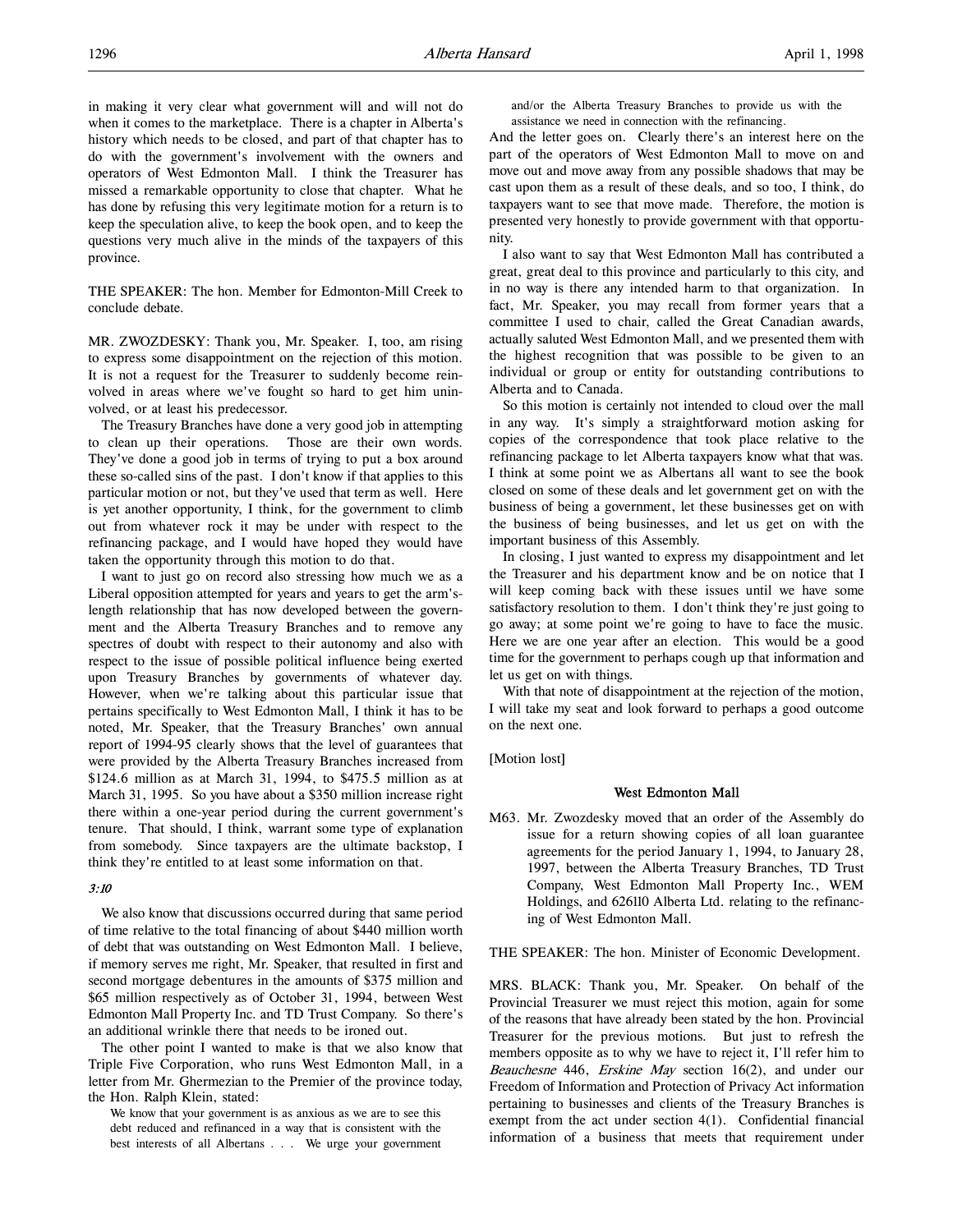in making it very clear what government will and will not do when it comes to the marketplace. There is a chapter in Alberta's history which needs to be closed, and part of that chapter has to do with the government's involvement with the owners and operators of West Edmonton Mall. I think the Treasurer has missed a remarkable opportunity to close that chapter. What he has done by refusing this very legitimate motion for a return is to keep the speculation alive, to keep the book open, and to keep the questions very much alive in the minds of the taxpayers of this province.

THE SPEAKER: The hon. Member for Edmonton-Mill Creek to conclude debate.

MR. ZWOZDESKY: Thank you, Mr. Speaker. I, too, am rising to express some disappointment on the rejection of this motion. It is not a request for the Treasurer to suddenly become reinvolved in areas where we've fought so hard to get him uninvolved, or at least his predecessor.

The Treasury Branches have done a very good job in attempting to clean up their operations. Those are their own words. They've done a good job in terms of trying to put a box around these so-called sins of the past. I don't know if that applies to this particular motion or not, but they've used that term as well. Here is yet another opportunity, I think, for the government to climb out from whatever rock it may be under with respect to the refinancing package, and I would have hoped they would have taken the opportunity through this motion to do that.

I want to just go on record also stressing how much we as a Liberal opposition attempted for years and years to get the arm's-length relationship that has now developed between the government and the Alberta Treasury Branches and to remove any spectres of doubt with respect to their autonomy and also with respect to the issue of possible political influence being exerted upon Treasury Branches by governments of whatever day. However, when we're talking about this particular issue that pertains specifically to West Edmonton Mall, I think it has to be noted, Mr. Speaker, that the Treasury Branches' own annual report of 1994-95 clearly shows that the level of guarantees that were provided by the Alberta Treasury Branches increased from $124.6 million as at March 31, 1994, to $475.5 million as at March 31, 1995. So you have about a $350 million increase right there within a one-year period during the current government's tenure. That should, I think, warrant some type of explanation from somebody. Since taxpayers are the ultimate backstop, I think they're entitled to at least some information on that.

*3:10*

We also know that discussions occurred during that same period of time relative to the total financing of about $440 million worth of debt that was outstanding on West Edmonton Mall. I believe, if memory serves me right, Mr. Speaker, that resulted in first and second mortgage debentures in the amounts of $375 million and $65 million respectively as of October 31, 1994, between West Edmonton Mall Property Inc. and TD Trust Company. So there's an additional wrinkle there that needs to be ironed out.

The other point I wanted to make is that we also know that Triple Five Corporation, who runs West Edmonton Mall, in a letter from Mr. Ghermezian to the Premier of the province today, the Hon. Ralph Klein, stated:

> We know that your government is as anxious as we are to see this debt reduced and refinanced in a way that is consistent with the best interests of all Albertans . . . We urge your government and/or the Alberta Treasury Branches to provide us with the assistance we need in connection with the refinancing.

And the letter goes on. Clearly there's an interest here on the part of the operators of West Edmonton Mall to move on and move out and move away from any possible shadows that may be cast upon them as a result of these deals, and so too, I think, do taxpayers want to see that move made. Therefore, the motion is presented very honestly to provide government with that opportunity.

I also want to say that West Edmonton Mall has contributed a great, great deal to this province and particularly to this city, and in no way is there any intended harm to that organization. In fact, Mr. Speaker, you may recall from former years that a committee I used to chair, called the Great Canadian awards, actually saluted West Edmonton Mall, and we presented them with the highest recognition that was possible to be given to an individual or group or entity for outstanding contributions to Alberta and to Canada.

So this motion is certainly not intended to cloud over the mall in any way. It's simply a straightforward motion asking for copies of the correspondence that took place relative to the refinancing package to let Alberta taxpayers know what that was. I think at some point we as Albertans all want to see the book closed on some of these deals and let government get on with the business of being a government, let these businesses get on with the business of being businesses, and let us get on with the important business of this Assembly.

In closing, I just wanted to express my disappointment and let the Treasurer and his department know and be on notice that I will keep coming back with these issues until we have some satisfactory resolution to them. I don't think they're just going to go away; at some point we're going to have to face the music. Here we are one year after an election. This would be a good time for the government to perhaps cough up that information and let us get on with things.

With that note of disappointment at the rejection of the motion, I will take my seat and look forward to perhaps a good outcome on the next one.

[Motion lost]

### West Edmonton Mall

M63. Mr. Zwozdesky moved that an order of the Assembly do issue for a return showing copies of all loan guarantee agreements for the period January 1, 1994, to January 28, 1997, between the Alberta Treasury Branches, TD Trust Company, West Edmonton Mall Property Inc., WEM Holdings, and 626110 Alberta Ltd. relating to the refinancing of West Edmonton Mall.

THE SPEAKER: The hon. Minister of Economic Development.

MRS. BLACK: Thank you, Mr. Speaker. On behalf of the Provincial Treasurer we must reject this motion, again for some of the reasons that have already been stated by the hon. Provincial Treasurer for the previous motions. But just to refresh the members opposite as to why we have to reject it, I'll refer him to *Beauchesne* 446, *Erskine May* section 16(2), and under our Freedom of Information and Protection of Privacy Act information pertaining to businesses and clients of the Treasury Branches is exempt from the act under section 4(1). Confidential financial information of a business that meets that requirement under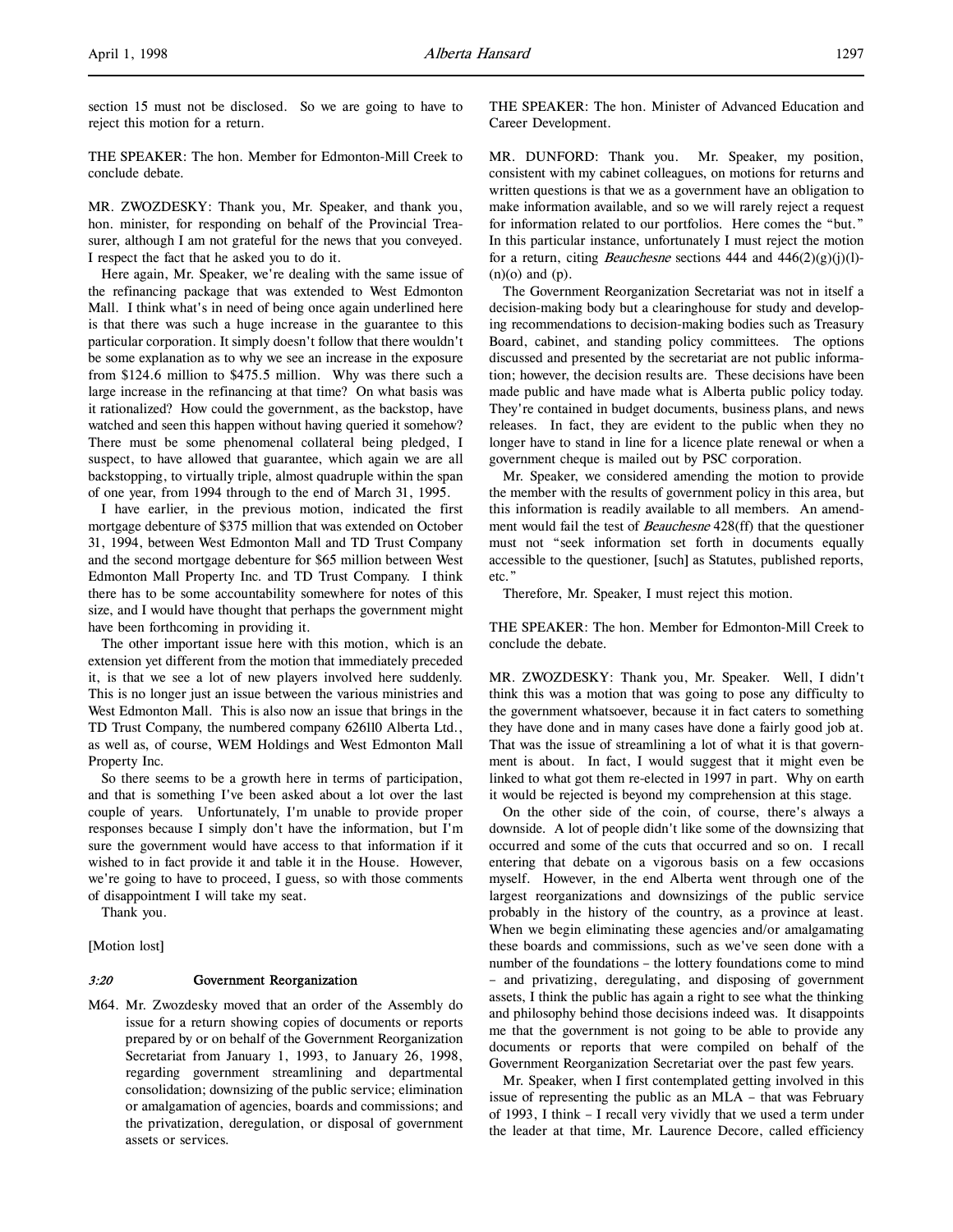section 15 must not be disclosed. So we are going to have to reject this motion for a return.

THE SPEAKER: The hon. Member for Edmonton-Mill Creek to conclude debate.

MR. ZWOZDESKY: Thank you, Mr. Speaker, and thank you, hon. minister, for responding on behalf of the Provincial Treasurer, although I am not grateful for the news that you conveyed. I respect the fact that he asked you to do it.

Here again, Mr. Speaker, we're dealing with the same issue of the refinancing package that was extended to West Edmonton Mall. I think what's in need of being once again underlined here is that there was such a huge increase in the guarantee to this particular corporation. It simply doesn't follow that there wouldn't be some explanation as to why we see an increase in the exposure from $124.6 million to $475.5 million. Why was there such a large increase in the refinancing at that time? On what basis was it rationalized? How could the government, as the backstop, have watched and seen this happen without having queried it somehow? There must be some phenomenal collateral being pledged, I suspect, to have allowed that guarantee, which again we are all backstopping, to virtually triple, almost quadruple within the span of one year, from 1994 through to the end of March 31, 1995.

I have earlier, in the previous motion, indicated the first mortgage debenture of $375 million that was extended on October 31, 1994, between West Edmonton Mall and TD Trust Company and the second mortgage debenture for $65 million between West Edmonton Mall Property Inc. and TD Trust Company. I think there has to be some accountability somewhere for notes of this size, and I would have thought that perhaps the government might have been forthcoming in providing it.

The other important issue here with this motion, which is an extension yet different from the motion that immediately preceded it, is that we see a lot of new players involved here suddenly. This is no longer just an issue between the various ministries and West Edmonton Mall. This is also now an issue that brings in the TD Trust Company, the numbered company 626110 Alberta Ltd., as well as, of course, WEM Holdings and West Edmonton Mall Property Inc.

So there seems to be a growth here in terms of participation, and that is something I've been asked about a lot over the last couple of years. Unfortunately, I'm unable to provide proper responses because I simply don't have the information, but I'm sure the government would have access to that information if it wished to in fact provide it and table it in the House. However, we're going to have to proceed, I guess, so with those comments of disappointment I will take my seat.

Thank you.

[Motion lost]

*3:20* **Government Reorganization**

M64. Mr. Zwozdesky moved that an order of the Assembly do issue for a return showing copies of documents or reports prepared by or on behalf of the Government Reorganization Secretariat from January 1, 1993, to January 26, 1998, regarding government streamlining and departmental consolidation; downsizing of the public service; elimination or amalgamation of agencies, boards and commissions; and the privatization, deregulation, or disposal of government assets or services.

THE SPEAKER: The hon. Minister of Advanced Education and Career Development.

MR. DUNFORD: Thank you. Mr. Speaker, my position, consistent with my cabinet colleagues, on motions for returns and written questions is that we as a government have an obligation to make information available, and so we will rarely reject a request for information related to our portfolios. Here comes the "but." In this particular instance, unfortunately I must reject the motion for a return, citing *Beauchesne* sections 444 and 446(2)(g)(j)(l)-(n)(o) and (p).

The Government Reorganization Secretariat was not in itself a decision-making body but a clearinghouse for study and developing recommendations to decision-making bodies such as Treasury Board, cabinet, and standing policy committees. The options discussed and presented by the secretariat are not public information; however, the decision results are. These decisions have been made public and have made what is Alberta public policy today. They're contained in budget documents, business plans, and news releases. In fact, they are evident to the public when they no longer have to stand in line for a licence plate renewal or when a government cheque is mailed out by PSC corporation.

Mr. Speaker, we considered amending the motion to provide the member with the results of government policy in this area, but this information is readily available to all members. An amendment would fail the test of *Beauchesne* 428(ff) that the questioner must not "seek information set forth in documents equally accessible to the questioner, [such] as Statutes, published reports, etc."

Therefore, Mr. Speaker, I must reject this motion.

THE SPEAKER: The hon. Member for Edmonton-Mill Creek to conclude the debate.

MR. ZWOZDESKY: Thank you, Mr. Speaker. Well, I didn't think this was a motion that was going to pose any difficulty to the government whatsoever, because it in fact caters to something they have done and in many cases have done a fairly good job at. That was the issue of streamlining a lot of what it is that government is about. In fact, I would suggest that it might even be linked to what got them re-elected in 1997 in part. Why on earth it would be rejected is beyond my comprehension at this stage.

On the other side of the coin, of course, there's always a downside. A lot of people didn't like some of the downsizing that occurred and some of the cuts that occurred and so on. I recall entering that debate on a vigorous basis on a few occasions myself. However, in the end Alberta went through one of the largest reorganizations and downsizings of the public service probably in the history of the country, as a province at least. When we begin eliminating these agencies and/or amalgamating these boards and commissions, such as we've seen done with a number of the foundations – the lottery foundations come to mind – and privatizing, deregulating, and disposing of government assets, I think the public has again a right to see what the thinking and philosophy behind those decisions indeed was. It disappoints me that the government is not going to be able to provide any documents or reports that were compiled on behalf of the Government Reorganization Secretariat over the past few years.

Mr. Speaker, when I first contemplated getting involved in this issue of representing the public as an MLA – that was February of 1993, I think – I recall very vividly that we used a term under the leader at that time, Mr. Laurence Decore, called efficiency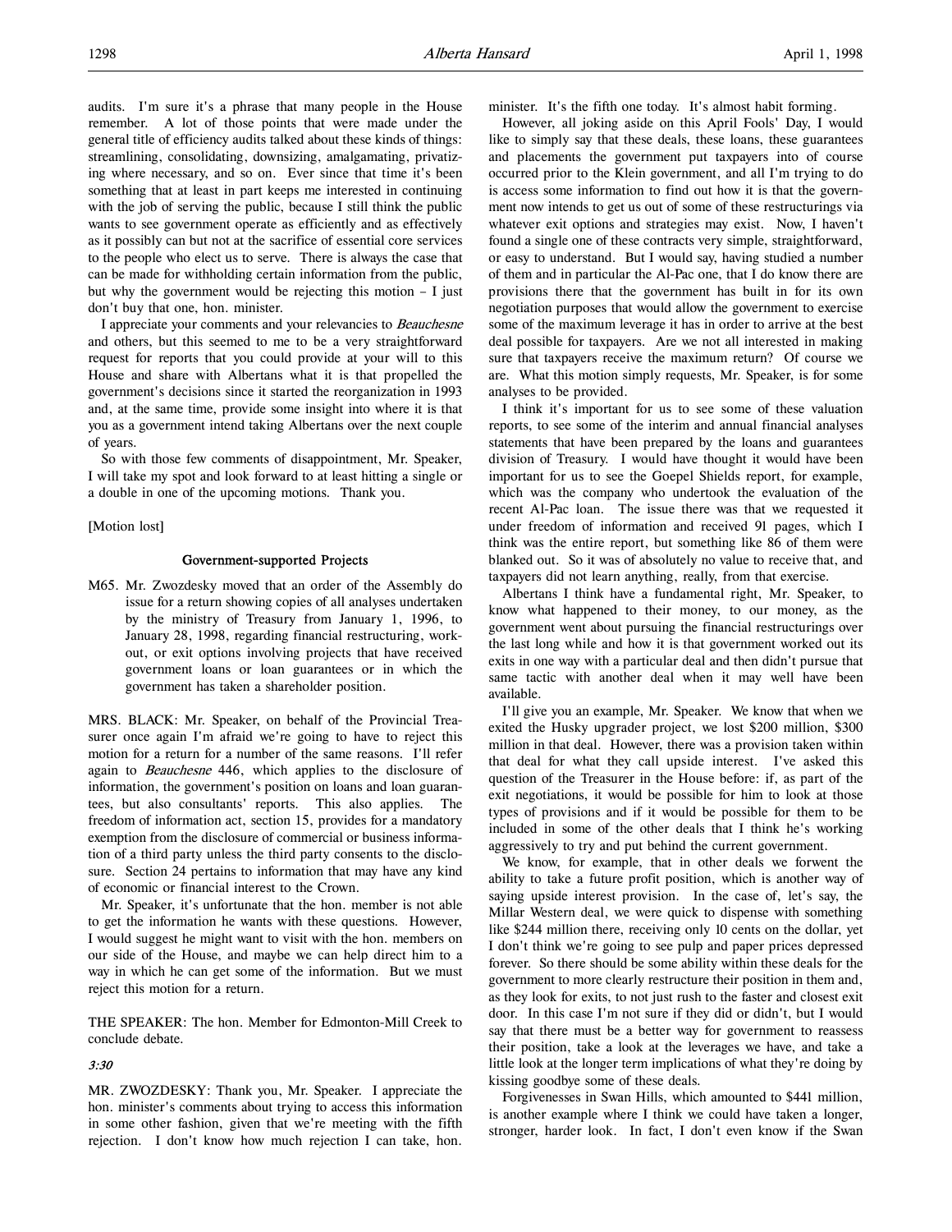audits. I'm sure it's a phrase that many people in the House remember. A lot of those points that were made under the general title of efficiency audits talked about these kinds of things: streamlining, consolidating, downsizing, amalgamating, privatizing where necessary, and so on. Ever since that time it's been something that at least in part keeps me interested in continuing with the job of serving the public, because I still think the public wants to see government operate as efficiently and as effectively as it possibly can but not at the sacrifice of essential core services to the people who elect us to serve. There is always the case that can be made for withholding certain information from the public, but why the government would be rejecting this motion – I just don't buy that one, hon. minister.

I appreciate your comments and your relevancies to *Beauchesne* and others, but this seemed to me to be a very straightforward request for reports that you could provide at your will to this House and share with Albertans what it is that propelled the government's decisions since it started the reorganization in 1993 and, at the same time, provide some insight into where it is that you as a government intend taking Albertans over the next couple of years.

So with those few comments of disappointment, Mr. Speaker, I will take my spot and look forward to at least hitting a single or a double in one of the upcoming motions. Thank you.

[Motion lost]

### Government-supported Projects

M65. Mr. Zwozdesky moved that an order of the Assembly do issue for a return showing copies of all analyses undertaken by the ministry of Treasury from January 1, 1996, to January 28, 1998, regarding financial restructuring, work-out, or exit options involving projects that have received government loans or loan guarantees or in which the government has taken a shareholder position.

MRS. BLACK: Mr. Speaker, on behalf of the Provincial Treasurer once again I'm afraid we're going to have to reject this motion for a return for a number of the same reasons. I'll refer again to *Beauchesne* 446, which applies to the disclosure of information, the government's position on loans and loan guarantees, but also consultants' reports. This also applies. The freedom of information act, section 15, provides for a mandatory exemption from the disclosure of commercial or business information of a third party unless the third party consents to the disclosure. Section 24 pertains to information that may have any kind of economic or financial interest to the Crown.

Mr. Speaker, it's unfortunate that the hon. member is not able to get the information he wants with these questions. However, I would suggest he might want to visit with the hon. members on our side of the House, and maybe we can help direct him to a way in which he can get some of the information. But we must reject this motion for a return.

THE SPEAKER: The hon. Member for Edmonton-Mill Creek to conclude debate.

*3:30*

MR. ZWOZDESKY: Thank you, Mr. Speaker. I appreciate the hon. minister's comments about trying to access this information in some other fashion, given that we're meeting with the fifth rejection. I don't know how much rejection I can take, hon. minister. It's the fifth one today. It's almost habit forming.

However, all joking aside on this April Fools' Day, I would like to simply say that these deals, these loans, these guarantees and placements the government put taxpayers into of course occurred prior to the Klein government, and all I'm trying to do is access some information to find out how it is that the government now intends to get us out of some of these restructurings via whatever exit options and strategies may exist. Now, I haven't found a single one of these contracts very simple, straightforward, or easy to understand. But I would say, having studied a number of them and in particular the Al-Pac one, that I do know there are provisions there that the government has built in for its own negotiation purposes that would allow the government to exercise some of the maximum leverage it has in order to arrive at the best deal possible for taxpayers. Are we not all interested in making sure that taxpayers receive the maximum return? Of course we are. What this motion simply requests, Mr. Speaker, is for some analyses to be provided.

I think it's important for us to see some of these valuation reports, to see some of the interim and annual financial analyses statements that have been prepared by the loans and guarantees division of Treasury. I would have thought it would have been important for us to see the Goepel Shields report, for example, which was the company who undertook the evaluation of the recent Al-Pac loan. The issue there was that we requested it under freedom of information and received 91 pages, which I think was the entire report, but something like 86 of them were blanked out. So it was of absolutely no value to receive that, and taxpayers did not learn anything, really, from that exercise.

Albertans I think have a fundamental right, Mr. Speaker, to know what happened to their money, to our money, as the government went about pursuing the financial restructurings over the last long while and how it is that government worked out its exits in one way with a particular deal and then didn't pursue that same tactic with another deal when it may well have been available.

I'll give you an example, Mr. Speaker. We know that when we exited the Husky upgrader project, we lost $200 million, $300 million in that deal. However, there was a provision taken within that deal for what they call upside interest. I've asked this question of the Treasurer in the House before: if, as part of the exit negotiations, it would be possible for him to look at those types of provisions and if it would be possible for them to be included in some of the other deals that I think he's working aggressively to try and put behind the current government.

We know, for example, that in other deals we forwent the ability to take a future profit position, which is another way of saying upside interest provision. In the case of, let's say, the Millar Western deal, we were quick to dispense with something like $244 million there, receiving only 10 cents on the dollar, yet I don't think we're going to see pulp and paper prices depressed forever. So there should be some ability within these deals for the government to more clearly restructure their position in them and, as they look for exits, to not just rush to the faster and closest exit door. In this case I'm not sure if they did or didn't, but I would say that there must be a better way for government to reassess their position, take a look at the leverages we have, and take a little look at the longer term implications of what they're doing by kissing goodbye some of these deals.

Forgivenesses in Swan Hills, which amounted to $441 million, is another example where I think we could have taken a longer, stronger, harder look. In fact, I don't even know if the Swan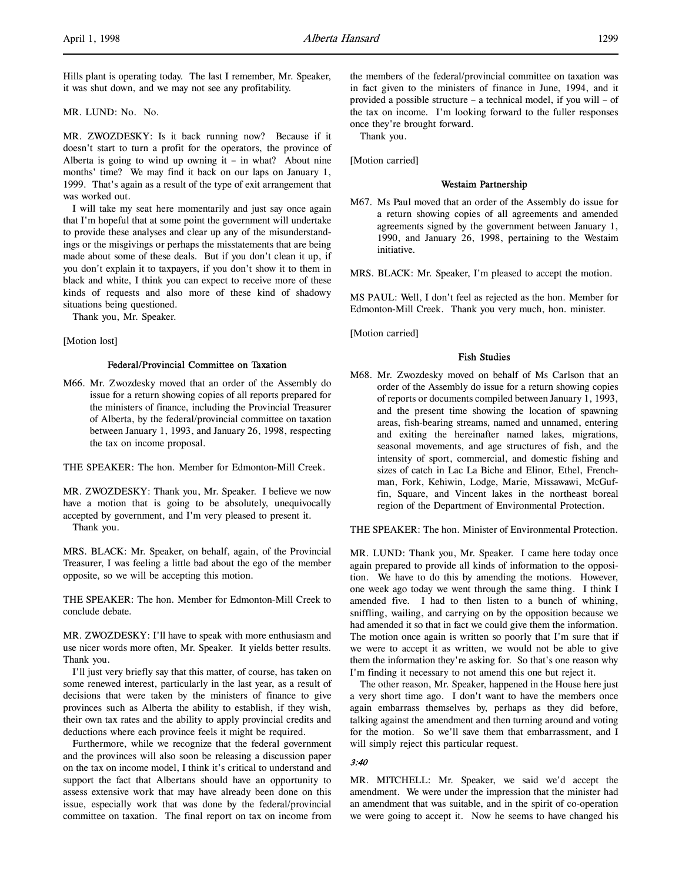Hills plant is operating today. The last I remember, Mr. Speaker, it was shut down, and we may not see any profitability.

MR. LUND: No. No.

MR. ZWOZDESKY: Is it back running now? Because if it doesn't start to turn a profit for the operators, the province of Alberta is going to wind up owning it – in what? About nine months' time? We may find it back on our laps on January 1, 1999. That's again as a result of the type of exit arrangement that was worked out.

I will take my seat here momentarily and just say once again that I'm hopeful that at some point the government will undertake to provide these analyses and clear up any of the misunderstandings or the misgivings or perhaps the misstatements that are being made about some of these deals. But if you don't clean it up, if you don't explain it to taxpayers, if you don't show it to them in black and white, I think you can expect to receive more of these kinds of requests and also more of these kind of shadowy situations being questioned.

Thank you, Mr. Speaker.

[Motion lost]

### Federal/Provincial Committee on Taxation

M66. Mr. Zwozdesky moved that an order of the Assembly do issue for a return showing copies of all reports prepared for the ministers of finance, including the Provincial Treasurer of Alberta, by the federal/provincial committee on taxation between January 1, 1993, and January 26, 1998, respecting the tax on income proposal.

THE SPEAKER: The hon. Member for Edmonton-Mill Creek.

MR. ZWOZDESKY: Thank you, Mr. Speaker. I believe we now have a motion that is going to be absolutely, unequivocally accepted by government, and I'm very pleased to present it.

Thank you.

MRS. BLACK: Mr. Speaker, on behalf, again, of the Provincial Treasurer, I was feeling a little bad about the ego of the member opposite, so we will be accepting this motion.

THE SPEAKER: The hon. Member for Edmonton-Mill Creek to conclude debate.

MR. ZWOZDESKY: I'll have to speak with more enthusiasm and use nicer words more often, Mr. Speaker. It yields better results. Thank you.

I'll just very briefly say that this matter, of course, has taken on some renewed interest, particularly in the last year, as a result of decisions that were taken by the ministers of finance to give provinces such as Alberta the ability to establish, if they wish, their own tax rates and the ability to apply provincial credits and deductions where each province feels it might be required.

Furthermore, while we recognize that the federal government and the provinces will also soon be releasing a discussion paper on the tax on income model, I think it's critical to understand and support the fact that Albertans should have an opportunity to assess extensive work that may have already been done on this issue, especially work that was done by the federal/provincial committee on taxation. The final report on tax on income from the members of the federal/provincial committee on taxation was in fact given to the ministers of finance in June, 1994, and it provided a possible structure – a technical model, if you will – of the tax on income. I'm looking forward to the fuller responses once they're brought forward.

Thank you.

[Motion carried]

### Westaim Partnership

M67. Ms Paul moved that an order of the Assembly do issue for a return showing copies of all agreements and amended agreements signed by the government between January 1, 1990, and January 26, 1998, pertaining to the Westaim initiative.

MRS. BLACK: Mr. Speaker, I'm pleased to accept the motion.

MS PAUL: Well, I don't feel as rejected as the hon. Member for Edmonton-Mill Creek. Thank you very much, hon. minister.

[Motion carried]

### Fish Studies

M68. Mr. Zwozdesky moved on behalf of Ms Carlson that an order of the Assembly do issue for a return showing copies of reports or documents compiled between January 1, 1993, and the present time showing the location of spawning areas, fish-bearing streams, named and unnamed, entering and exiting the hereinafter named lakes, migrations, seasonal movements, and age structures of fish, and the intensity of sport, commercial, and domestic fishing and sizes of catch in Lac La Biche and Elinor, Ethel, Frenchman, Fork, Kehiwin, Lodge, Marie, Missawawi, McGuffin, Square, and Vincent lakes in the northeast boreal region of the Department of Environmental Protection.

THE SPEAKER: The hon. Minister of Environmental Protection.

MR. LUND: Thank you, Mr. Speaker. I came here today once again prepared to provide all kinds of information to the opposition. We have to do this by amending the motions. However, one week ago today we went through the same thing. I think I amended five. I had to then listen to a bunch of whining, sniffling, wailing, and carrying on by the opposition because we had amended it so that in fact we could give them the information. The motion once again is written so poorly that I'm sure that if we were to accept it as written, we would not be able to give them the information they're asking for. So that's one reason why I'm finding it necessary to not amend this one but reject it.

The other reason, Mr. Speaker, happened in the House here just a very short time ago. I don't want to have the members once again embarrass themselves by, perhaps as they did before, talking against the amendment and then turning around and voting for the motion. So we'll save them that embarrassment, and I will simply reject this particular request.

*3:40*

MR. MITCHELL: Mr. Speaker, we said we'd accept the amendment. We were under the impression that the minister had an amendment that was suitable, and in the spirit of co-operation we were going to accept it. Now he seems to have changed his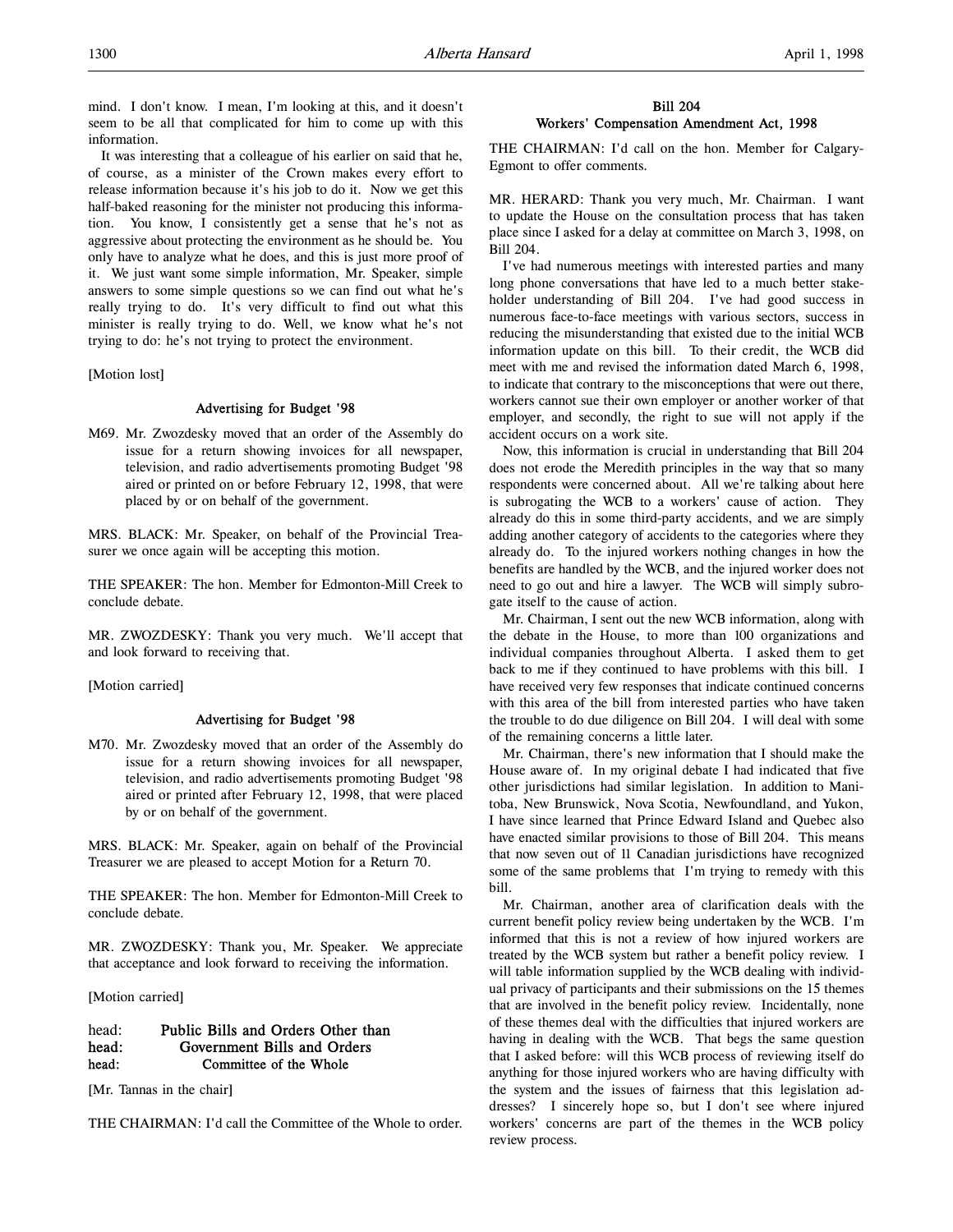mind. I don't know. I mean, I'm looking at this, and it doesn't seem to be all that complicated for him to come up with this information.

It was interesting that a colleague of his earlier on said that he, of course, as a minister of the Crown makes every effort to release information because it's his job to do it. Now we get this half-baked reasoning for the minister not producing this information. You know, I consistently get a sense that he's not as aggressive about protecting the environment as he should be. You only have to analyze what he does, and this is just more proof of it. We just want some simple information, Mr. Speaker, simple answers to some simple questions so we can find out what he's really trying to do. It's very difficult to find out what this minister is really trying to do. Well, we know what he's not trying to do: he's not trying to protect the environment.

[Motion lost]

### Advertising for Budget '98

M69. Mr. Zwozdesky moved that an order of the Assembly do issue for a return showing invoices for all newspaper, television, and radio advertisements promoting Budget '98 aired or printed on or before February 12, 1998, that were placed by or on behalf of the government.

MRS. BLACK: Mr. Speaker, on behalf of the Provincial Treasurer we once again will be accepting this motion.

THE SPEAKER: The hon. Member for Edmonton-Mill Creek to conclude debate.

MR. ZWOZDESKY: Thank you very much. We'll accept that and look forward to receiving that.

[Motion carried]

### Advertising for Budget '98

M70. Mr. Zwozdesky moved that an order of the Assembly do issue for a return showing invoices for all newspaper, television, and radio advertisements promoting Budget '98 aired or printed after February 12, 1998, that were placed by or on behalf of the government.

MRS. BLACK: Mr. Speaker, again on behalf of the Provincial Treasurer we are pleased to accept Motion for a Return 70.

THE SPEAKER: The hon. Member for Edmonton-Mill Creek to conclude debate.

MR. ZWOZDESKY: Thank you, Mr. Speaker. We appreciate that acceptance and look forward to receiving the information.

[Motion carried]

head: **Public Bills and Orders Other than**
head: **Government Bills and Orders**
head: **Committee of the Whole**

[Mr. Tannas in the chair]

THE CHAIRMAN: I'd call the Committee of the Whole to order.

### Bill 204
### Workers' Compensation Amendment Act, 1998

THE CHAIRMAN: I'd call on the hon. Member for Calgary-Egmont to offer comments.

MR. HERARD: Thank you very much, Mr. Chairman. I want to update the House on the consultation process that has taken place since I asked for a delay at committee on March 3, 1998, on Bill 204.

I've had numerous meetings with interested parties and many long phone conversations that have led to a much better stakeholder understanding of Bill 204. I've had good success in numerous face-to-face meetings with various sectors, success in reducing the misunderstanding that existed due to the initial WCB information update on this bill. To their credit, the WCB did meet with me and revised the information dated March 6, 1998, to indicate that contrary to the misconceptions that were out there, workers cannot sue their own employer or another worker of that employer, and secondly, the right to sue will not apply if the accident occurs on a work site.

Now, this information is crucial in understanding that Bill 204 does not erode the Meredith principles in the way that so many respondents were concerned about. All we're talking about here is subrogating the WCB to a workers' cause of action. They already do this in some third-party accidents, and we are simply adding another category of accidents to the categories where they already do. To the injured workers nothing changes in how the benefits are handled by the WCB, and the injured worker does not need to go out and hire a lawyer. The WCB will simply subrogate itself to the cause of action.

Mr. Chairman, I sent out the new WCB information, along with the debate in the House, to more than 100 organizations and individual companies throughout Alberta. I asked them to get back to me if they continued to have problems with this bill. I have received very few responses that indicate continued concerns with this area of the bill from interested parties who have taken the trouble to do due diligence on Bill 204. I will deal with some of the remaining concerns a little later.

Mr. Chairman, there's new information that I should make the House aware of. In my original debate I had indicated that five other jurisdictions had similar legislation. In addition to Manitoba, New Brunswick, Nova Scotia, Newfoundland, and Yukon, I have since learned that Prince Edward Island and Quebec also have enacted similar provisions to those of Bill 204. This means that now seven out of 11 Canadian jurisdictions have recognized some of the same problems that I'm trying to remedy with this bill.

Mr. Chairman, another area of clarification deals with the current benefit policy review being undertaken by the WCB. I'm informed that this is not a review of how injured workers are treated by the WCB system but rather a benefit policy review. I will table information supplied by the WCB dealing with individual privacy of participants and their submissions on the 15 themes that are involved in the benefit policy review. Incidentally, none of these themes deal with the difficulties that injured workers are having in dealing with the WCB. That begs the same question that I asked before: will this WCB process of reviewing itself do anything for those injured workers who are having difficulty with the system and the issues of fairness that this legislation addresses? I sincerely hope so, but I don't see where injured workers' concerns are part of the themes in the WCB policy review process.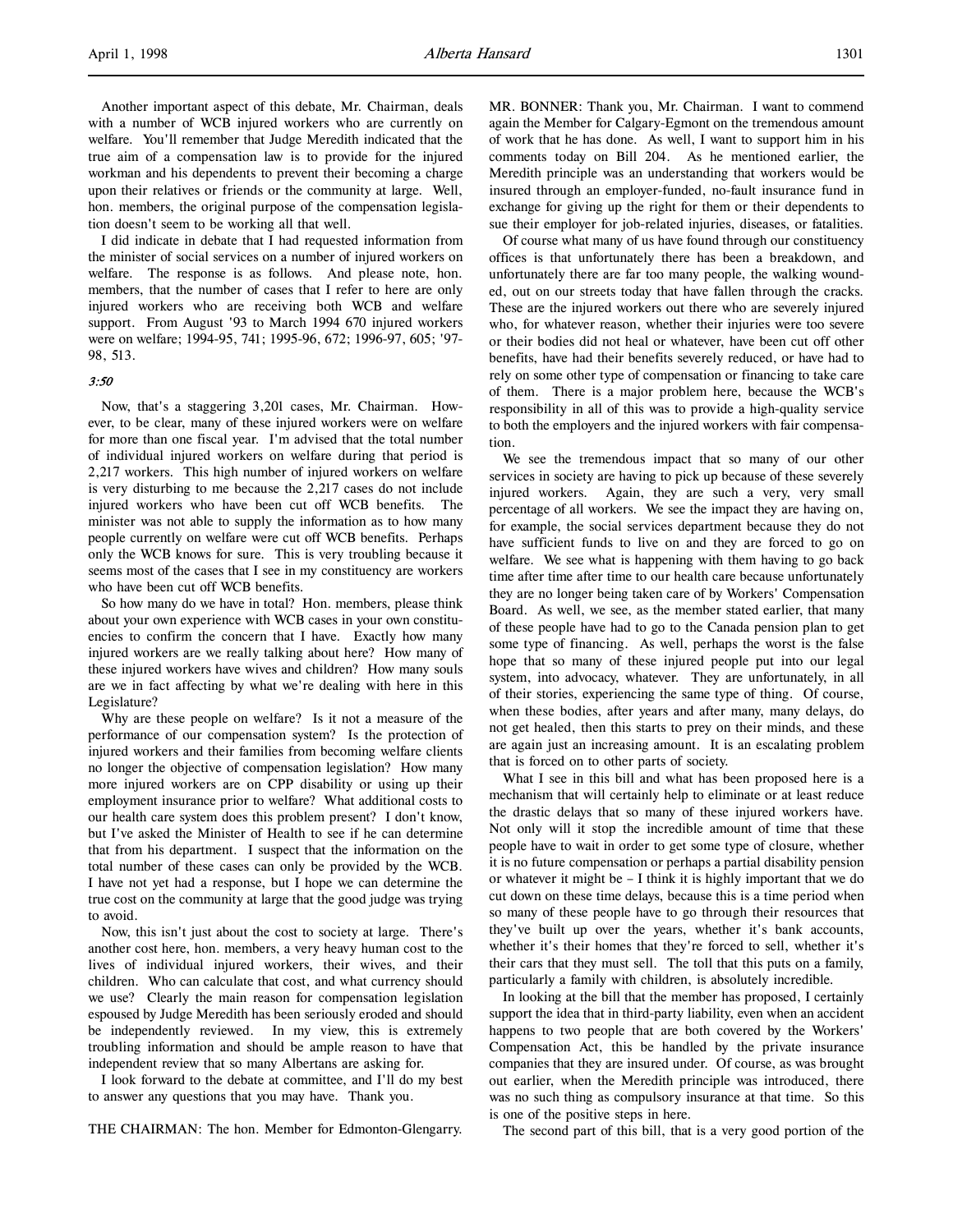Another important aspect of this debate, Mr. Chairman, deals with a number of WCB injured workers who are currently on welfare. You'll remember that Judge Meredith indicated that the true aim of a compensation law is to provide for the injured workman and his dependents to prevent their becoming a charge upon their relatives or friends or the community at large. Well, hon. members, the original purpose of the compensation legislation doesn't seem to be working all that well.

I did indicate in debate that I had requested information from the minister of social services on a number of injured workers on welfare. The response is as follows. And please note, hon. members, that the number of cases that I refer to here are only injured workers who are receiving both WCB and welfare support. From August '93 to March 1994 670 injured workers were on welfare; 1994-95, 741; 1995-96, 672; 1996-97, 605; '97-98, 513.

*3:50*

Now, that's a staggering 3,201 cases, Mr. Chairman. However, to be clear, many of these injured workers were on welfare for more than one fiscal year. I'm advised that the total number of individual injured workers on welfare during that period is 2,217 workers. This high number of injured workers on welfare is very disturbing to me because the 2,217 cases do not include injured workers who have been cut off WCB benefits. The minister was not able to supply the information as to how many people currently on welfare were cut off WCB benefits. Perhaps only the WCB knows for sure. This is very troubling because it seems most of the cases that I see in my constituency are workers who have been cut off WCB benefits.

So how many do we have in total? Hon. members, please think about your own experience with WCB cases in your own constituencies to confirm the concern that I have. Exactly how many injured workers are we really talking about here? How many of these injured workers have wives and children? How many souls are we in fact affecting by what we're dealing with here in this Legislature?

Why are these people on welfare? Is it not a measure of the performance of our compensation system? Is the protection of injured workers and their families from becoming welfare clients no longer the objective of compensation legislation? How many more injured workers are on CPP disability or using up their employment insurance prior to welfare? What additional costs to our health care system does this problem present? I don't know, but I've asked the Minister of Health to see if he can determine that from his department. I suspect that the information on the total number of these cases can only be provided by the WCB. I have not yet had a response, but I hope we can determine the true cost on the community at large that the good judge was trying to avoid.

Now, this isn't just about the cost to society at large. There's another cost here, hon. members, a very heavy human cost to the lives of individual injured workers, their wives, and their children. Who can calculate that cost, and what currency should we use? Clearly the main reason for compensation legislation espoused by Judge Meredith has been seriously eroded and should be independently reviewed. In my view, this is extremely troubling information and should be ample reason to have that independent review that so many Albertans are asking for.

I look forward to the debate at committee, and I'll do my best to answer any questions that you may have. Thank you.

THE CHAIRMAN: The hon. Member for Edmonton-Glengarry.

MR. BONNER: Thank you, Mr. Chairman. I want to commend again the Member for Calgary-Egmont on the tremendous amount of work that he has done. As well, I want to support him in his comments today on Bill 204. As he mentioned earlier, the Meredith principle was an understanding that workers would be insured through an employer-funded, no-fault insurance fund in exchange for giving up the right for them or their dependents to sue their employer for job-related injuries, diseases, or fatalities.

Of course what many of us have found through our constituency offices is that unfortunately there has been a breakdown, and unfortunately there are far too many people, the walking wounded, out on our streets today that have fallen through the cracks. These are the injured workers out there who are severely injured who, for whatever reason, whether their injuries were too severe or their bodies did not heal or whatever, have been cut off other benefits, have had their benefits severely reduced, or have had to rely on some other type of compensation or financing to take care of them. There is a major problem here, because the WCB's responsibility in all of this was to provide a high-quality service to both the employers and the injured workers with fair compensation.

We see the tremendous impact that so many of our other services in society are having to pick up because of these severely injured workers. Again, they are such a very, very small percentage of all workers. We see the impact they are having on, for example, the social services department because they do not have sufficient funds to live on and they are forced to go on welfare. We see what is happening with them having to go back time after time after time to our health care because unfortunately they are no longer being taken care of by Workers' Compensation Board. As well, we see, as the member stated earlier, that many of these people have had to go to the Canada pension plan to get some type of financing. As well, perhaps the worst is the false hope that so many of these injured people put into our legal system, into advocacy, whatever. They are unfortunately, in all of their stories, experiencing the same type of thing. Of course, when these bodies, after years and after many, many delays, do not get healed, then this starts to prey on their minds, and these are again just an increasing amount. It is an escalating problem that is forced on to other parts of society.

What I see in this bill and what has been proposed here is a mechanism that will certainly help to eliminate or at least reduce the drastic delays that so many of these injured workers have. Not only will it stop the incredible amount of time that these people have to wait in order to get some type of closure, whether it is no future compensation or perhaps a partial disability pension or whatever it might be – I think it is highly important that we do cut down on these time delays, because this is a time period when so many of these people have to go through their resources that they've built up over the years, whether it's bank accounts, whether it's their homes that they're forced to sell, whether it's their cars that they must sell. The toll that this puts on a family, particularly a family with children, is absolutely incredible.

In looking at the bill that the member has proposed, I certainly support the idea that in third-party liability, even when an accident happens to two people that are both covered by the Workers' Compensation Act, this be handled by the private insurance companies that they are insured under. Of course, as was brought out earlier, when the Meredith principle was introduced, there was no such thing as compulsory insurance at that time. So this is one of the positive steps in here.

The second part of this bill, that is a very good portion of the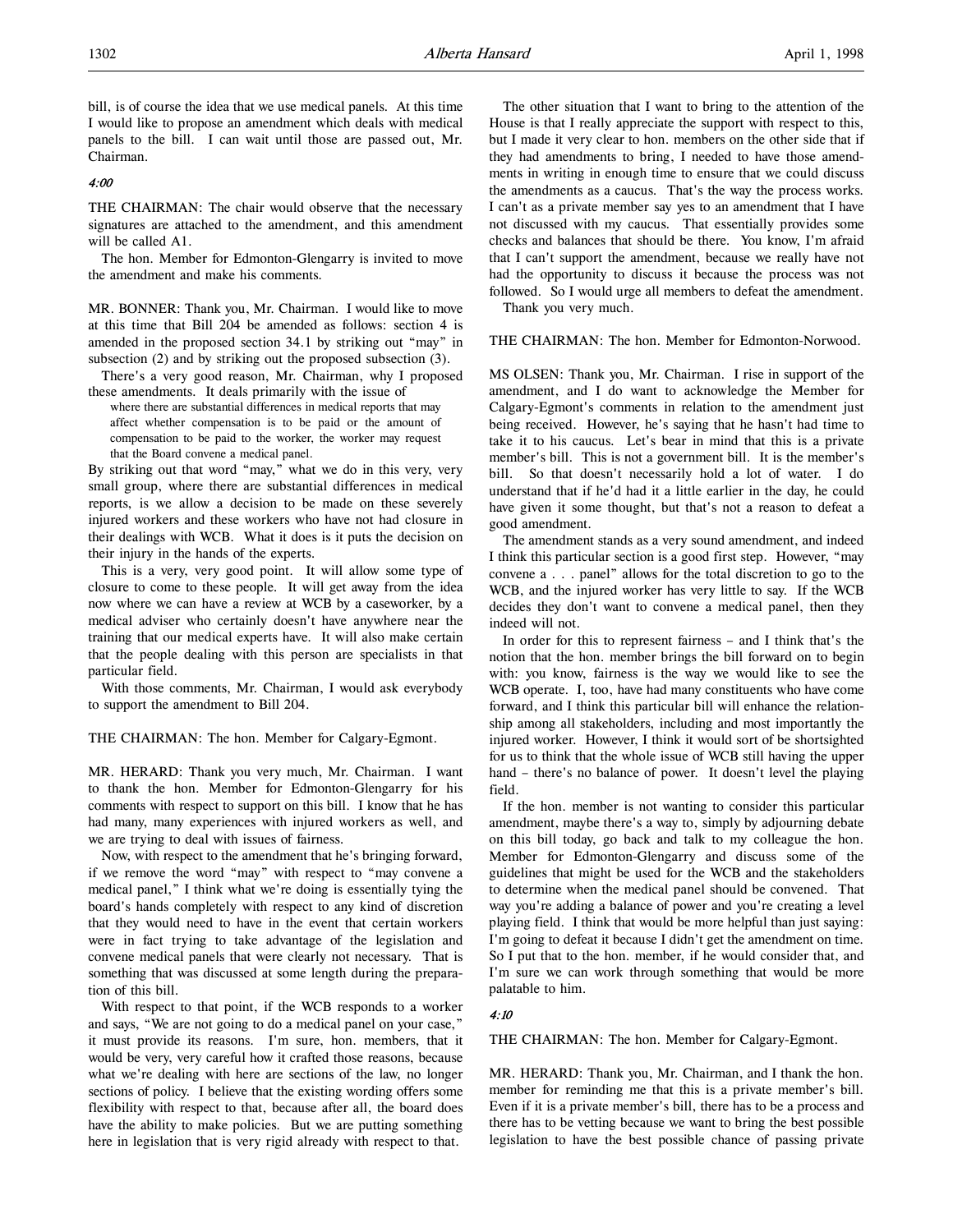bill, is of course the idea that we use medical panels. At this time I would like to propose an amendment which deals with medical panels to the bill. I can wait until those are passed out, Mr. Chairman.

*4:00*

THE CHAIRMAN: The chair would observe that the necessary signatures are attached to the amendment, and this amendment will be called A1.

The hon. Member for Edmonton-Glengarry is invited to move the amendment and make his comments.

MR. BONNER: Thank you, Mr. Chairman. I would like to move at this time that Bill 204 be amended as follows: section 4 is amended in the proposed section 34.1 by striking out "may" in subsection (2) and by striking out the proposed subsection (3).

There's a very good reason, Mr. Chairman, why I proposed these amendments. It deals primarily with the issue of

> where there are substantial differences in medical reports that may affect whether compensation is to be paid or the amount of compensation to be paid to the worker, the worker may request that the Board convene a medical panel.

By striking out that word "may," what we do in this very, very small group, where there are substantial differences in medical reports, is we allow a decision to be made on these severely injured workers and these workers who have not had closure in their dealings with WCB. What it does is it puts the decision on their injury in the hands of the experts.

This is a very, very good point. It will allow some type of closure to come to these people. It will get away from the idea now where we can have a review at WCB by a caseworker, by a medical adviser who certainly doesn't have anywhere near the training that our medical experts have. It will also make certain that the people dealing with this person are specialists in that particular field.

With those comments, Mr. Chairman, I would ask everybody to support the amendment to Bill 204.

THE CHAIRMAN: The hon. Member for Calgary-Egmont.

MR. HERARD: Thank you very much, Mr. Chairman. I want to thank the hon. Member for Edmonton-Glengarry for his comments with respect to support on this bill. I know that he has had many, many experiences with injured workers as well, and we are trying to deal with issues of fairness.

Now, with respect to the amendment that he's bringing forward, if we remove the word "may" with respect to "may convene a medical panel," I think what we're doing is essentially tying the board's hands completely with respect to any kind of discretion that they would need to have in the event that certain workers were in fact trying to take advantage of the legislation and convene medical panels that were clearly not necessary. That is something that was discussed at some length during the preparation of this bill.

With respect to that point, if the WCB responds to a worker and says, "We are not going to do a medical panel on your case," it must provide its reasons. I'm sure, hon. members, that it would be very, very careful how it crafted those reasons, because what we're dealing with here are sections of the law, no longer sections of policy. I believe that the existing wording offers some flexibility with respect to that, because after all, the board does have the ability to make policies. But we are putting something here in legislation that is very rigid already with respect to that.

The other situation that I want to bring to the attention of the House is that I really appreciate the support with respect to this, but I made it very clear to hon. members on the other side that if they had amendments to bring, I needed to have those amendments in writing in enough time to ensure that we could discuss the amendments as a caucus. That's the way the process works. I can't as a private member say yes to an amendment that I have not discussed with my caucus. That essentially provides some checks and balances that should be there. You know, I'm afraid that I can't support the amendment, because we really have not had the opportunity to discuss it because the process was not followed. So I would urge all members to defeat the amendment.

Thank you very much.

THE CHAIRMAN: The hon. Member for Edmonton-Norwood.

MS OLSEN: Thank you, Mr. Chairman. I rise in support of the amendment, and I do want to acknowledge the Member for Calgary-Egmont's comments in relation to the amendment just being received. However, he's saying that he hasn't had time to take it to his caucus. Let's bear in mind that this is a private member's bill. This is not a government bill. It is the member's bill. So that doesn't necessarily hold a lot of water. I do understand that if he'd had it a little earlier in the day, he could have given it some thought, but that's not a reason to defeat a good amendment.

The amendment stands as a very sound amendment, and indeed I think this particular section is a good first step. However, "may convene a . . . panel" allows for the total discretion to go to the WCB, and the injured worker has very little to say. If the WCB decides they don't want to convene a medical panel, then they indeed will not.

In order for this to represent fairness – and I think that's the notion that the hon. member brings the bill forward on to begin with: you know, fairness is the way we would like to see the WCB operate. I, too, have had many constituents who have come forward, and I think this particular bill will enhance the relationship among all stakeholders, including and most importantly the injured worker. However, I think it would sort of be shortsighted for us to think that the whole issue of WCB still having the upper hand – there's no balance of power. It doesn't level the playing field.

If the hon. member is not wanting to consider this particular amendment, maybe there's a way to, simply by adjourning debate on this bill today, go back and talk to my colleague the hon. Member for Edmonton-Glengarry and discuss some of the guidelines that might be used for the WCB and the stakeholders to determine when the medical panel should be convened. That way you're adding a balance of power and you're creating a level playing field. I think that would be more helpful than just saying: I'm going to defeat it because I didn't get the amendment on time. So I put that to the hon. member, if he would consider that, and I'm sure we can work through something that would be more palatable to him.

*4:10*

THE CHAIRMAN: The hon. Member for Calgary-Egmont.

MR. HERARD: Thank you, Mr. Chairman, and I thank the hon. member for reminding me that this is a private member's bill. Even if it is a private member's bill, there has to be a process and there has to be vetting because we want to bring the best possible legislation to have the best possible chance of passing private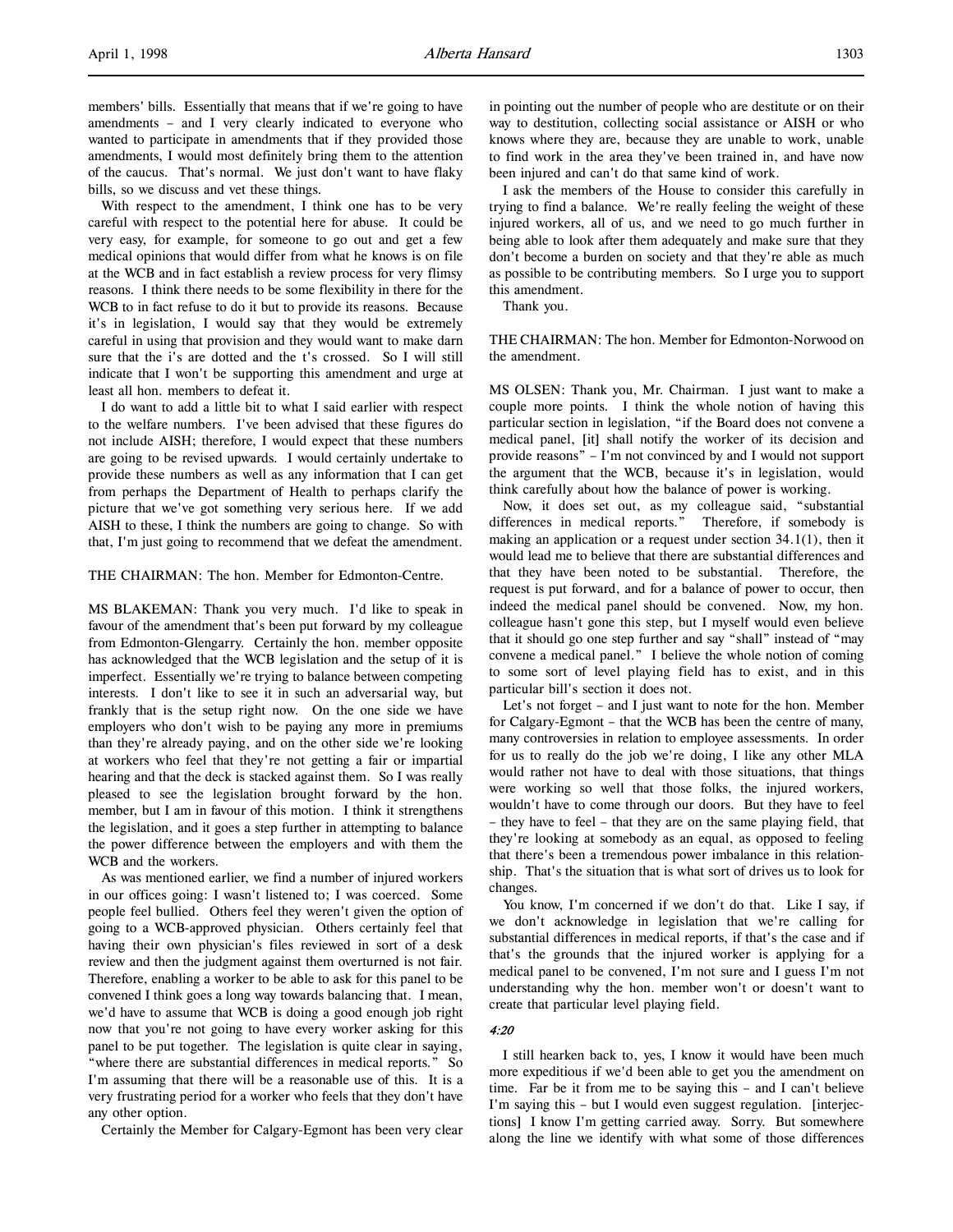members' bills. Essentially that means that if we're going to have amendments – and I very clearly indicated to everyone who wanted to participate in amendments that if they provided those amendments, I would most definitely bring them to the attention of the caucus. That's normal. We just don't want to have flaky bills, so we discuss and vet these things.

With respect to the amendment, I think one has to be very careful with respect to the potential here for abuse. It could be very easy, for example, for someone to go out and get a few medical opinions that would differ from what he knows is on file at the WCB and in fact establish a review process for very flimsy reasons. I think there needs to be some flexibility in there for the WCB to in fact refuse to do it but to provide its reasons. Because it's in legislation, I would say that they would be extremely careful in using that provision and they would want to make darn sure that the i's are dotted and the t's crossed. So I will still indicate that I won't be supporting this amendment and urge at least all hon. members to defeat it.

I do want to add a little bit to what I said earlier with respect to the welfare numbers. I've been advised that these figures do not include AISH; therefore, I would expect that these numbers are going to be revised upwards. I would certainly undertake to provide these numbers as well as any information that I can get from perhaps the Department of Health to perhaps clarify the picture that we've got something very serious here. If we add AISH to these, I think the numbers are going to change. So with that, I'm just going to recommend that we defeat the amendment.

THE CHAIRMAN: The hon. Member for Edmonton-Centre.

MS BLAKEMAN: Thank you very much. I'd like to speak in favour of the amendment that's been put forward by my colleague from Edmonton-Glengarry. Certainly the hon. member opposite has acknowledged that the WCB legislation and the setup of it is imperfect. Essentially we're trying to balance between competing interests. I don't like to see it in such an adversarial way, but frankly that is the setup right now. On the one side we have employers who don't wish to be paying any more in premiums than they're already paying, and on the other side we're looking at workers who feel that they're not getting a fair or impartial hearing and that the deck is stacked against them. So I was really pleased to see the legislation brought forward by the hon. member, but I am in favour of this motion. I think it strengthens the legislation, and it goes a step further in attempting to balance the power difference between the employers and with them the WCB and the workers.

As was mentioned earlier, we find a number of injured workers in our offices going: I wasn't listened to; I was coerced. Some people feel bullied. Others feel they weren't given the option of going to a WCB-approved physician. Others certainly feel that having their own physician's files reviewed in sort of a desk review and then the judgment against them overturned is not fair. Therefore, enabling a worker to be able to ask for this panel to be convened I think goes a long way towards balancing that. I mean, we'd have to assume that WCB is doing a good enough job right now that you're not going to have every worker asking for this panel to be put together. The legislation is quite clear in saying, "where there are substantial differences in medical reports." So I'm assuming that there will be a reasonable use of this. It is a very frustrating period for a worker who feels that they don't have any other option.

Certainly the Member for Calgary-Egmont has been very clear in pointing out the number of people who are destitute or on their way to destitution, collecting social assistance or AISH or who knows where they are, because they are unable to work, unable to find work in the area they've been trained in, and have now been injured and can't do that same kind of work.

I ask the members of the House to consider this carefully in trying to find a balance. We're really feeling the weight of these injured workers, all of us, and we need to go much further in being able to look after them adequately and make sure that they don't become a burden on society and that they're able as much as possible to be contributing members. So I urge you to support this amendment.

Thank you.

THE CHAIRMAN: The hon. Member for Edmonton-Norwood on the amendment.

MS OLSEN: Thank you, Mr. Chairman. I just want to make a couple more points. I think the whole notion of having this particular section in legislation, "if the Board does not convene a medical panel, [it] shall notify the worker of its decision and provide reasons" – I'm not convinced by and I would not support the argument that the WCB, because it's in legislation, would think carefully about how the balance of power is working.

Now, it does set out, as my colleague said, "substantial differences in medical reports." Therefore, if somebody is making an application or a request under section 34.1(1), then it would lead me to believe that there are substantial differences and that they have been noted to be substantial. Therefore, the request is put forward, and for a balance of power to occur, then indeed the medical panel should be convened. Now, my hon. colleague hasn't gone this step, but I myself would even believe that it should go one step further and say "shall" instead of "may convene a medical panel." I believe the whole notion of coming to some sort of level playing field has to exist, and in this particular bill's section it does not.

Let's not forget – and I just want to note for the hon. Member for Calgary-Egmont – that the WCB has been the centre of many, many controversies in relation to employee assessments. In order for us to really do the job we're doing, I like any other MLA would rather not have to deal with those situations, that things were working so well that those folks, the injured workers, wouldn't have to come through our doors. But they have to feel – they have to feel – that they are on the same playing field, that they're looking at somebody as an equal, as opposed to feeling that there's been a tremendous power imbalance in this relationship. That's the situation that is what sort of drives us to look for changes.

You know, I'm concerned if we don't do that. Like I say, if we don't acknowledge in legislation that we're calling for substantial differences in medical reports, if that's the case and if that's the grounds that the injured worker is applying for a medical panel to be convened, I'm not sure and I guess I'm not understanding why the hon. member won't or doesn't want to create that particular level playing field.

*4:20*

I still hearken back to, yes, I know it would have been much more expeditious if we'd been able to get you the amendment on time. Far be it from me to be saying this – and I can't believe I'm saying this – but I would even suggest regulation. [interjections] I know I'm getting carried away. Sorry. But somewhere along the line we identify with what some of those differences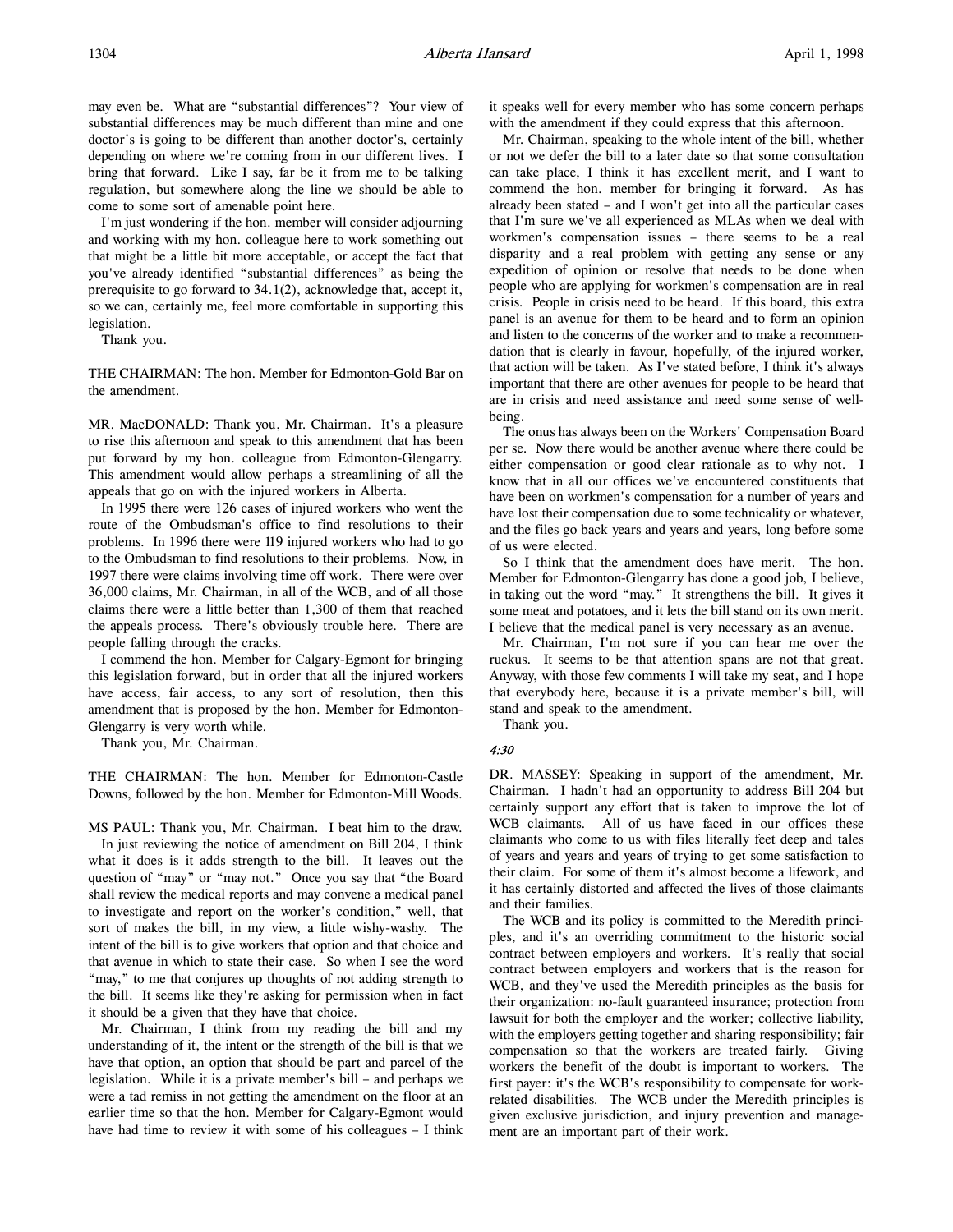may even be. What are "substantial differences"? Your view of substantial differences may be much different than mine and one doctor's is going to be different than another doctor's, certainly depending on where we're coming from in our different lives. I bring that forward. Like I say, far be it from me to be talking regulation, but somewhere along the line we should be able to come to some sort of amenable point here.

I'm just wondering if the hon. member will consider adjourning and working with my hon. colleague here to work something out that might be a little bit more acceptable, or accept the fact that you've already identified "substantial differences" as being the prerequisite to go forward to 34.1(2), acknowledge that, accept it, so we can, certainly me, feel more comfortable in supporting this legislation.

Thank you.

THE CHAIRMAN: The hon. Member for Edmonton-Gold Bar on the amendment.

MR. MacDONALD: Thank you, Mr. Chairman. It's a pleasure to rise this afternoon and speak to this amendment that has been put forward by my hon. colleague from Edmonton-Glengarry. This amendment would allow perhaps a streamlining of all the appeals that go on with the injured workers in Alberta.

In 1995 there were 126 cases of injured workers who went the route of the Ombudsman's office to find resolutions to their problems. In 1996 there were 119 injured workers who had to go to the Ombudsman to find resolutions to their problems. Now, in 1997 there were claims involving time off work. There were over 36,000 claims, Mr. Chairman, in all of the WCB, and of all those claims there were a little better than 1,300 of them that reached the appeals process. There's obviously trouble here. There are people falling through the cracks.

I commend the hon. Member for Calgary-Egmont for bringing this legislation forward, but in order that all the injured workers have access, fair access, to any sort of resolution, then this amendment that is proposed by the hon. Member for Edmonton-Glengarry is very worth while.

Thank you, Mr. Chairman.

THE CHAIRMAN: The hon. Member for Edmonton-Castle Downs, followed by the hon. Member for Edmonton-Mill Woods.

MS PAUL: Thank you, Mr. Chairman. I beat him to the draw.

In just reviewing the notice of amendment on Bill 204, I think what it does is it adds strength to the bill. It leaves out the question of "may" or "may not." Once you say that "the Board shall review the medical reports and may convene a medical panel to investigate and report on the worker's condition," well, that sort of makes the bill, in my view, a little wishy-washy. The intent of the bill is to give workers that option and that choice and that avenue in which to state their case. So when I see the word "may," to me that conjures up thoughts of not adding strength to the bill. It seems like they're asking for permission when in fact it should be a given that they have that choice.

Mr. Chairman, I think from my reading the bill and my understanding of it, the intent or the strength of the bill is that we have that option, an option that should be part and parcel of the legislation. While it is a private member's bill – and perhaps we were a tad remiss in not getting the amendment on the floor at an earlier time so that the hon. Member for Calgary-Egmont would have had time to review it with some of his colleagues – I think it speaks well for every member who has some concern perhaps with the amendment if they could express that this afternoon.

Mr. Chairman, speaking to the whole intent of the bill, whether or not we defer the bill to a later date so that some consultation can take place, I think it has excellent merit, and I want to commend the hon. member for bringing it forward. As has already been stated – and I won't get into all the particular cases that I'm sure we've all experienced as MLAs when we deal with workmen's compensation issues – there seems to be a real disparity and a real problem with getting any sense or any expedition of opinion or resolve that needs to be done when people who are applying for workmen's compensation are in real crisis. People in crisis need to be heard. If this board, this extra panel is an avenue for them to be heard and to form an opinion and listen to the concerns of the worker and to make a recommendation that is clearly in favour, hopefully, of the injured worker, that action will be taken. As I've stated before, I think it's always important that there are other avenues for people to be heard that are in crisis and need assistance and need some sense of well-being.

The onus has always been on the Workers' Compensation Board per se. Now there would be another avenue where there could be either compensation or good clear rationale as to why not. I know that in all our offices we've encountered constituents that have been on workmen's compensation for a number of years and have lost their compensation due to some technicality or whatever, and the files go back years and years and years, long before some of us were elected.

So I think that the amendment does have merit. The hon. Member for Edmonton-Glengarry has done a good job, I believe, in taking out the word "may." It strengthens the bill. It gives it some meat and potatoes, and it lets the bill stand on its own merit. I believe that the medical panel is very necessary as an avenue.

Mr. Chairman, I'm not sure if you can hear me over the ruckus. It seems to be that attention spans are not that great. Anyway, with those few comments I will take my seat, and I hope that everybody here, because it is a private member's bill, will stand and speak to the amendment.

Thank you.

*4:30*

DR. MASSEY: Speaking in support of the amendment, Mr. Chairman. I hadn't had an opportunity to address Bill 204 but certainly support any effort that is taken to improve the lot of WCB claimants. All of us have faced in our offices these claimants who come to us with files literally feet deep and tales of years and years and years of trying to get some satisfaction to their claim. For some of them it's almost become a lifework, and it has certainly distorted and affected the lives of those claimants and their families.

The WCB and its policy is committed to the Meredith principles, and it's an overriding commitment to the historic social contract between employers and workers. It's really that social contract between employers and workers that is the reason for WCB, and they've used the Meredith principles as the basis for their organization: no-fault guaranteed insurance; protection from lawsuit for both the employer and the worker; collective liability, with the employers getting together and sharing responsibility; fair compensation so that the workers are treated fairly. Giving workers the benefit of the doubt is important to workers. The first payer: it's the WCB's responsibility to compensate for work-related disabilities. The WCB under the Meredith principles is given exclusive jurisdiction, and injury prevention and management are an important part of their work.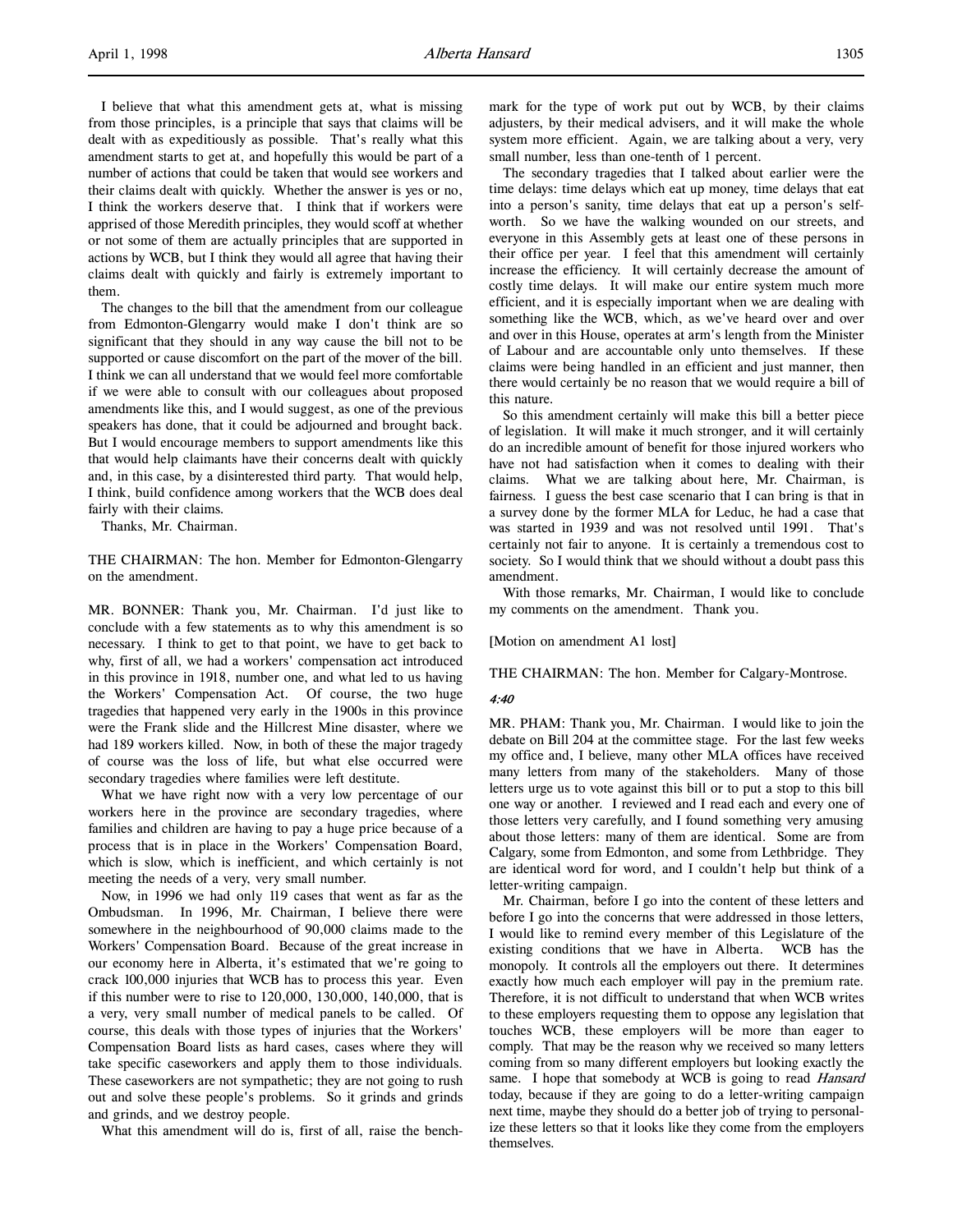I believe that what this amendment gets at, what is missing from those principles, is a principle that says that claims will be dealt with as expeditiously as possible. That's really what this amendment starts to get at, and hopefully this would be part of a number of actions that could be taken that would see workers and their claims dealt with quickly. Whether the answer is yes or no, I think the workers deserve that. I think that if workers were apprised of those Meredith principles, they would scoff at whether or not some of them are actually principles that are supported in actions by WCB, but I think they would all agree that having their claims dealt with quickly and fairly is extremely important to them.

The changes to the bill that the amendment from our colleague from Edmonton-Glengarry would make I don't think are so significant that they should in any way cause the bill not to be supported or cause discomfort on the part of the mover of the bill. I think we can all understand that we would feel more comfortable if we were able to consult with our colleagues about proposed amendments like this, and I would suggest, as one of the previous speakers has done, that it could be adjourned and brought back. But I would encourage members to support amendments like this that would help claimants have their concerns dealt with quickly and, in this case, by a disinterested third party. That would help, I think, build confidence among workers that the WCB does deal fairly with their claims.

Thanks, Mr. Chairman.

THE CHAIRMAN: The hon. Member for Edmonton-Glengarry on the amendment.

MR. BONNER: Thank you, Mr. Chairman. I'd just like to conclude with a few statements as to why this amendment is so necessary. I think to get to that point, we have to get back to why, first of all, we had a workers' compensation act introduced in this province in 1918, number one, and what led to us having the Workers' Compensation Act. Of course, the two huge tragedies that happened very early in the 1900s in this province were the Frank slide and the Hillcrest Mine disaster, where we had 189 workers killed. Now, in both of these the major tragedy of course was the loss of life, but what else occurred were secondary tragedies where families were left destitute.

What we have right now with a very low percentage of our workers here in the province are secondary tragedies, where families and children are having to pay a huge price because of a process that is in place in the Workers' Compensation Board, which is slow, which is inefficient, and which certainly is not meeting the needs of a very, very small number.

Now, in 1996 we had only 119 cases that went as far as the Ombudsman. In 1996, Mr. Chairman, I believe there were somewhere in the neighbourhood of 90,000 claims made to the Workers' Compensation Board. Because of the great increase in our economy here in Alberta, it's estimated that we're going to crack 100,000 injuries that WCB has to process this year. Even if this number were to rise to 120,000, 130,000, 140,000, that is a very, very small number of medical panels to be called. Of course, this deals with those types of injuries that the Workers' Compensation Board lists as hard cases, cases where they will take specific caseworkers and apply them to those individuals. These caseworkers are not sympathetic; they are not going to rush out and solve these people's problems. So it grinds and grinds and grinds, and we destroy people.

What this amendment will do is, first of all, raise the benchmark for the type of work put out by WCB, by their claims adjusters, by their medical advisers, and it will make the whole system more efficient. Again, we are talking about a very, very small number, less than one-tenth of 1 percent.

The secondary tragedies that I talked about earlier were the time delays: time delays which eat up money, time delays that eat into a person's sanity, time delays that eat up a person's self-worth. So we have the walking wounded on our streets, and everyone in this Assembly gets at least one of these persons in their office per year. I feel that this amendment will certainly increase the efficiency. It will certainly decrease the amount of costly time delays. It will make our entire system much more efficient, and it is especially important when we are dealing with something like the WCB, which, as we've heard over and over and over in this House, operates at arm's length from the Minister of Labour and are accountable only unto themselves. If these claims were being handled in an efficient and just manner, then there would certainly be no reason that we would require a bill of this nature.

So this amendment certainly will make this bill a better piece of legislation. It will make it much stronger, and it will certainly do an incredible amount of benefit for those injured workers who have not had satisfaction when it comes to dealing with their claims. What we are talking about here, Mr. Chairman, is fairness. I guess the best case scenario that I can bring is that in a survey done by the former MLA for Leduc, he had a case that was started in 1939 and was not resolved until 1991. That's certainly not fair to anyone. It is certainly a tremendous cost to society. So I would think that we should without a doubt pass this amendment.

With those remarks, Mr. Chairman, I would like to conclude my comments on the amendment. Thank you.

[Motion on amendment A1 lost]

THE CHAIRMAN: The hon. Member for Calgary-Montrose.

*4:40*

MR. PHAM: Thank you, Mr. Chairman. I would like to join the debate on Bill 204 at the committee stage. For the last few weeks my office and, I believe, many other MLA offices have received many letters from many of the stakeholders. Many of those letters urge us to vote against this bill or to put a stop to this bill one way or another. I reviewed and I read each and every one of those letters very carefully, and I found something very amusing about those letters: many of them are identical. Some are from Calgary, some from Edmonton, and some from Lethbridge. They are identical word for word, and I couldn't help but think of a letter-writing campaign.

Mr. Chairman, before I go into the content of these letters and before I go into the concerns that were addressed in those letters, I would like to remind every member of this Legislature of the existing conditions that we have in Alberta. WCB has the monopoly. It controls all the employers out there. It determines exactly how much each employer will pay in the premium rate. Therefore, it is not difficult to understand that when WCB writes to these employers requesting them to oppose any legislation that touches WCB, these employers will be more than eager to comply. That may be the reason why we received so many letters coming from so many different employers but looking exactly the same. I hope that somebody at WCB is going to read *Hansard* today, because if they are going to do a letter-writing campaign next time, maybe they should do a better job of trying to personalize these letters so that it looks like they come from the employers themselves.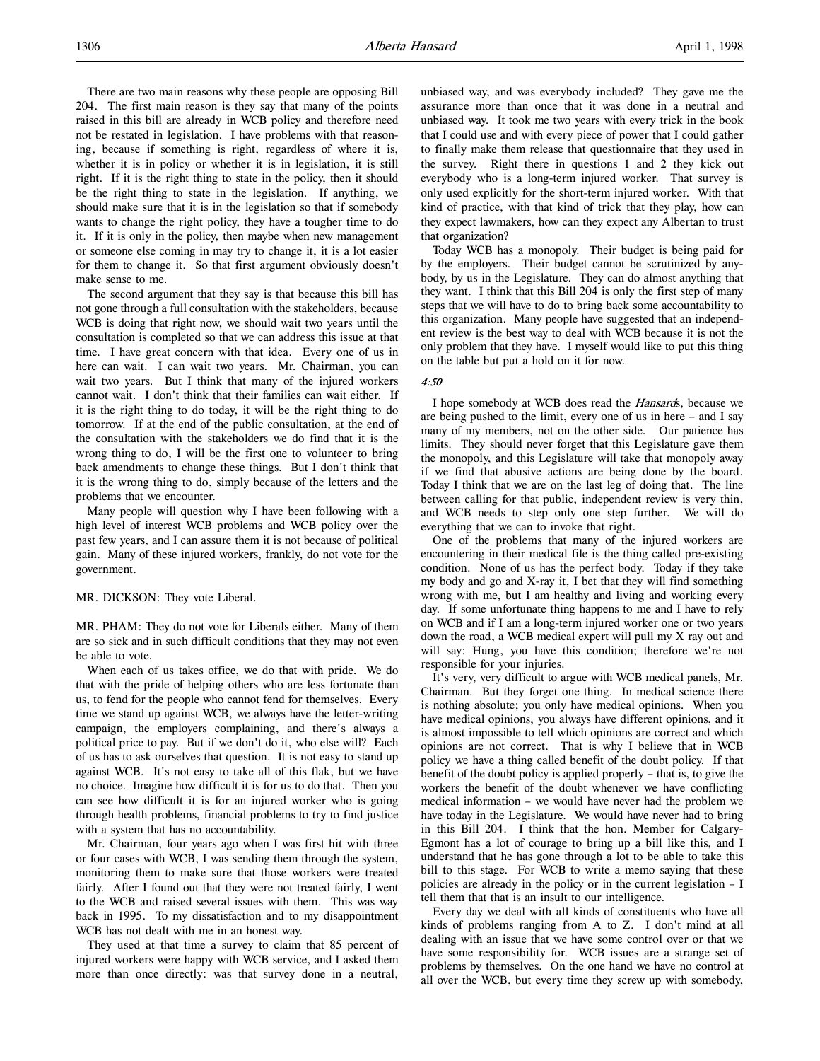There are two main reasons why these people are opposing Bill 204. The first main reason is they say that many of the points raised in this bill are already in WCB policy and therefore need not be restated in legislation. I have problems with that reasoning, because if something is right, regardless of where it is, whether it is in policy or whether it is in legislation, it is still right. If it is the right thing to state in the policy, then it should be the right thing to state in the legislation. If anything, we should make sure that it is in the legislation so that if somebody wants to change the right policy, they have a tougher time to do it. If it is only in the policy, then maybe when new management or someone else coming in may try to change it, it is a lot easier for them to change it. So that first argument obviously doesn't make sense to me.

The second argument that they say is that because this bill has not gone through a full consultation with the stakeholders, because WCB is doing that right now, we should wait two years until the consultation is completed so that we can address this issue at that time. I have great concern with that idea. Every one of us in here can wait. I can wait two years. Mr. Chairman, you can wait two years. But I think that many of the injured workers cannot wait. I don't think that their families can wait either. If it is the right thing to do today, it will be the right thing to do tomorrow. If at the end of the public consultation, at the end of the consultation with the stakeholders we do find that it is the wrong thing to do, I will be the first one to volunteer to bring back amendments to change these things. But I don't think that it is the wrong thing to do, simply because of the letters and the problems that we encounter.

Many people will question why I have been following with a high level of interest WCB problems and WCB policy over the past few years, and I can assure them it is not because of political gain. Many of these injured workers, frankly, do not vote for the government.

MR. DICKSON: They vote Liberal.

MR. PHAM: They do not vote for Liberals either. Many of them are so sick and in such difficult conditions that they may not even be able to vote.

When each of us takes office, we do that with pride. We do that with the pride of helping others who are less fortunate than us, to fend for the people who cannot fend for themselves. Every time we stand up against WCB, we always have the letter-writing campaign, the employers complaining, and there's always a political price to pay. But if we don't do it, who else will? Each of us has to ask ourselves that question. It is not easy to stand up against WCB. It's not easy to take all of this flak, but we have no choice. Imagine how difficult it is for us to do that. Then you can see how difficult it is for an injured worker who is going through health problems, financial problems to try to find justice with a system that has no accountability.

Mr. Chairman, four years ago when I was first hit with three or four cases with WCB, I was sending them through the system, monitoring them to make sure that those workers were treated fairly. After I found out that they were not treated fairly, I went to the WCB and raised several issues with them. This was way back in 1995. To my dissatisfaction and to my disappointment WCB has not dealt with me in an honest way.

They used at that time a survey to claim that 85 percent of injured workers were happy with WCB service, and I asked them more than once directly: was that survey done in a neutral, unbiased way, and was everybody included? They gave me the assurance more than once that it was done in a neutral and unbiased way. It took me two years with every trick in the book that I could use and with every piece of power that I could gather to finally make them release that questionnaire that they used in the survey. Right there in questions 1 and 2 they kick out everybody who is a long-term injured worker. That survey is only used explicitly for the short-term injured worker. With that kind of practice, with that kind of trick that they play, how can they expect lawmakers, how can they expect any Albertan to trust that organization?

Today WCB has a monopoly. Their budget is being paid for by the employers. Their budget cannot be scrutinized by anybody, by us in the Legislature. They can do almost anything that they want. I think that this Bill 204 is only the first step of many steps that we will have to do to bring back some accountability to this organization. Many people have suggested that an independent review is the best way to deal with WCB because it is not the only problem that they have. I myself would like to put this thing on the table but put a hold on it for now.

*4:50*

I hope somebody at WCB does read the *Hansards*, because we are being pushed to the limit, every one of us in here – and I say many of my members, not on the other side. Our patience has limits. They should never forget that this Legislature gave them the monopoly, and this Legislature will take that monopoly away if we find that abusive actions are being done by the board. Today I think that we are on the last leg of doing that. The line between calling for that public, independent review is very thin, and WCB needs to step only one step further. We will do everything that we can to invoke that right.

One of the problems that many of the injured workers are encountering in their medical file is the thing called pre-existing condition. None of us has the perfect body. Today if they take my body and go and X-ray it, I bet that they will find something wrong with me, but I am healthy and living and working every day. If some unfortunate thing happens to me and I have to rely on WCB and if I am a long-term injured worker one or two years down the road, a WCB medical expert will pull my X ray out and will say: Hung, you have this condition; therefore we're not responsible for your injuries.

It's very, very difficult to argue with WCB medical panels, Mr. Chairman. But they forget one thing. In medical science there is nothing absolute; you only have medical opinions. When you have medical opinions, you always have different opinions, and it is almost impossible to tell which opinions are correct and which opinions are not correct. That is why I believe that in WCB policy we have a thing called benefit of the doubt policy. If that benefit of the doubt policy is applied properly – that is, to give the workers the benefit of the doubt whenever we have conflicting medical information – we would have never had the problem we have today in the Legislature. We would have never had to bring in this Bill 204. I think that the hon. Member for Calgary-Egmont has a lot of courage to bring up a bill like this, and I understand that he has gone through a lot to be able to take this bill to this stage. For WCB to write a memo saying that these policies are already in the policy or in the current legislation – I tell them that that is an insult to our intelligence.

Every day we deal with all kinds of constituents who have all kinds of problems ranging from A to Z. I don't mind at all dealing with an issue that we have some control over or that we have some responsibility for. WCB issues are a strange set of problems by themselves. On the one hand we have no control at all over the WCB, but every time they screw up with somebody,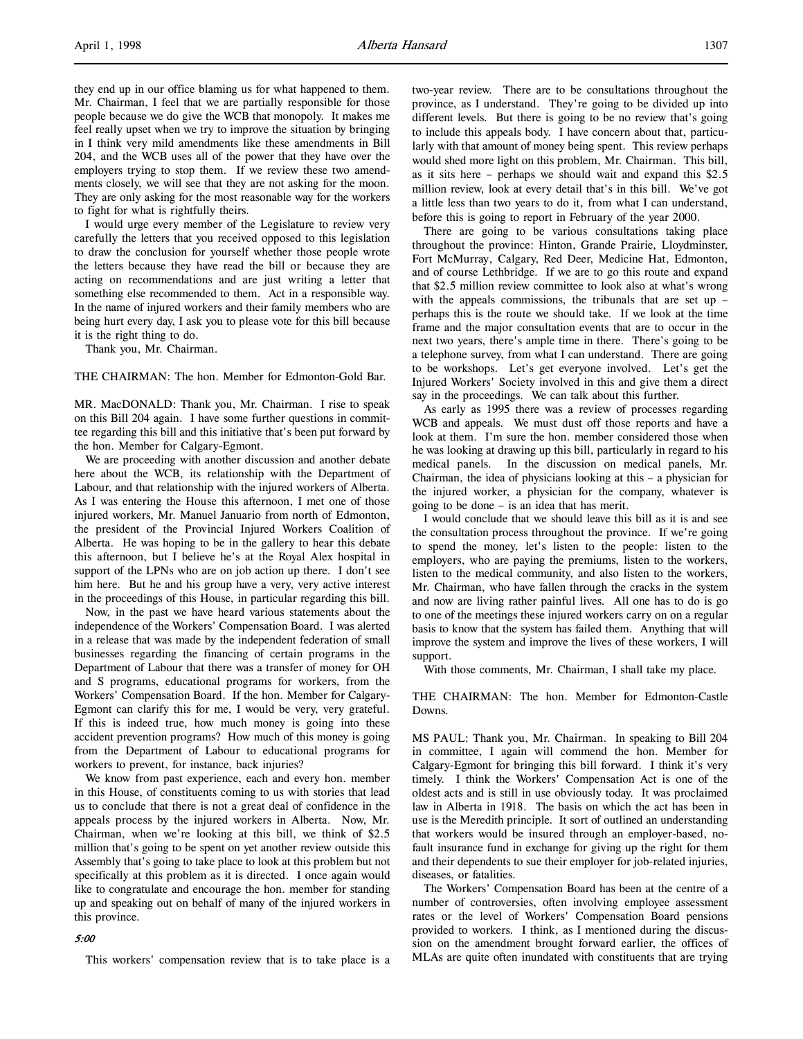they end up in our office blaming us for what happened to them. Mr. Chairman, I feel that we are partially responsible for those people because we do give the WCB that monopoly. It makes me feel really upset when we try to improve the situation by bringing in I think very mild amendments like these amendments in Bill 204, and the WCB uses all of the power that they have over the employers trying to stop them. If we review these two amendments closely, we will see that they are not asking for the moon. They are only asking for the most reasonable way for the workers to fight for what is rightfully theirs.

I would urge every member of the Legislature to review very carefully the letters that you received opposed to this legislation to draw the conclusion for yourself whether those people wrote the letters because they have read the bill or because they are acting on recommendations and are just writing a letter that something else recommended to them. Act in a responsible way. In the name of injured workers and their family members who are being hurt every day, I ask you to please vote for this bill because it is the right thing to do.

Thank you, Mr. Chairman.

THE CHAIRMAN: The hon. Member for Edmonton-Gold Bar.

MR. MacDONALD: Thank you, Mr. Chairman. I rise to speak on this Bill 204 again. I have some further questions in committee regarding this bill and this initiative that's been put forward by the hon. Member for Calgary-Egmont.

We are proceeding with another discussion and another debate here about the WCB, its relationship with the Department of Labour, and that relationship with the injured workers of Alberta. As I was entering the House this afternoon, I met one of those injured workers, Mr. Manuel Januario from north of Edmonton, the president of the Provincial Injured Workers Coalition of Alberta. He was hoping to be in the gallery to hear this debate this afternoon, but I believe he's at the Royal Alex hospital in support of the LPNs who are on job action up there. I don't see him here. But he and his group have a very, very active interest in the proceedings of this House, in particular regarding this bill.

Now, in the past we have heard various statements about the independence of the Workers' Compensation Board. I was alerted in a release that was made by the independent federation of small businesses regarding the financing of certain programs in the Department of Labour that there was a transfer of money for OH and S programs, educational programs for workers, from the Workers' Compensation Board. If the hon. Member for Calgary-Egmont can clarify this for me, I would be very, very grateful. If this is indeed true, how much money is going into these accident prevention programs? How much of this money is going from the Department of Labour to educational programs for workers to prevent, for instance, back injuries?

We know from past experience, each and every hon. member in this House, of constituents coming to us with stories that lead us to conclude that there is not a great deal of confidence in the appeals process by the injured workers in Alberta. Now, Mr. Chairman, when we're looking at this bill, we think of $2.5 million that's going to be spent on yet another review outside this Assembly that's going to take place to look at this problem but not specifically at this problem as it is directed. I once again would like to congratulate and encourage the hon. member for standing up and speaking out on behalf of many of the injured workers in this province.

*5:00*

This workers' compensation review that is to take place is a two-year review. There are to be consultations throughout the province, as I understand. They're going to be divided up into different levels. But there is going to be no review that's going to include this appeals body. I have concern about that, particularly with that amount of money being spent. This review perhaps would shed more light on this problem, Mr. Chairman. This bill, as it sits here – perhaps we should wait and expand this $2.5 million review, look at every detail that's in this bill. We've got a little less than two years to do it, from what I can understand, before this is going to report in February of the year 2000.

There are going to be various consultations taking place throughout the province: Hinton, Grande Prairie, Lloydminster, Fort McMurray, Calgary, Red Deer, Medicine Hat, Edmonton, and of course Lethbridge. If we are to go this route and expand that $2.5 million review committee to look also at what's wrong with the appeals commissions, the tribunals that are set up – perhaps this is the route we should take. If we look at the time frame and the major consultation events that are to occur in the next two years, there's ample time in there. There's going to be a telephone survey, from what I can understand. There are going to be workshops. Let's get everyone involved. Let's get the Injured Workers' Society involved in this and give them a direct say in the proceedings. We can talk about this further.

As early as 1995 there was a review of processes regarding WCB and appeals. We must dust off those reports and have a look at them. I'm sure the hon. member considered those when he was looking at drawing up this bill, particularly in regard to his medical panels. In the discussion on medical panels, Mr. Chairman, the idea of physicians looking at this – a physician for the injured worker, a physician for the company, whatever is going to be done – is an idea that has merit.

I would conclude that we should leave this bill as it is and see the consultation process throughout the province. If we're going to spend the money, let's listen to the people: listen to the employers, who are paying the premiums, listen to the workers, listen to the medical community, and also listen to the workers, Mr. Chairman, who have fallen through the cracks in the system and now are living rather painful lives. All one has to do is go to one of the meetings these injured workers carry on on a regular basis to know that the system has failed them. Anything that will improve the system and improve the lives of these workers, I will support.

With those comments, Mr. Chairman, I shall take my place.

THE CHAIRMAN: The hon. Member for Edmonton-Castle Downs.

MS PAUL: Thank you, Mr. Chairman. In speaking to Bill 204 in committee, I again will commend the hon. Member for Calgary-Egmont for bringing this bill forward. I think it's very timely. I think the Workers' Compensation Act is one of the oldest acts and is still in use obviously today. It was proclaimed law in Alberta in 1918. The basis on which the act has been in use is the Meredith principle. It sort of outlined an understanding that workers would be insured through an employer-based, no-fault insurance fund in exchange for giving up the right for them and their dependents to sue their employer for job-related injuries, diseases, or fatalities.

The Workers' Compensation Board has been at the centre of a number of controversies, often involving employee assessment rates or the level of Workers' Compensation Board pensions provided to workers. I think, as I mentioned during the discussion on the amendment brought forward earlier, the offices of MLAs are quite often inundated with constituents that are trying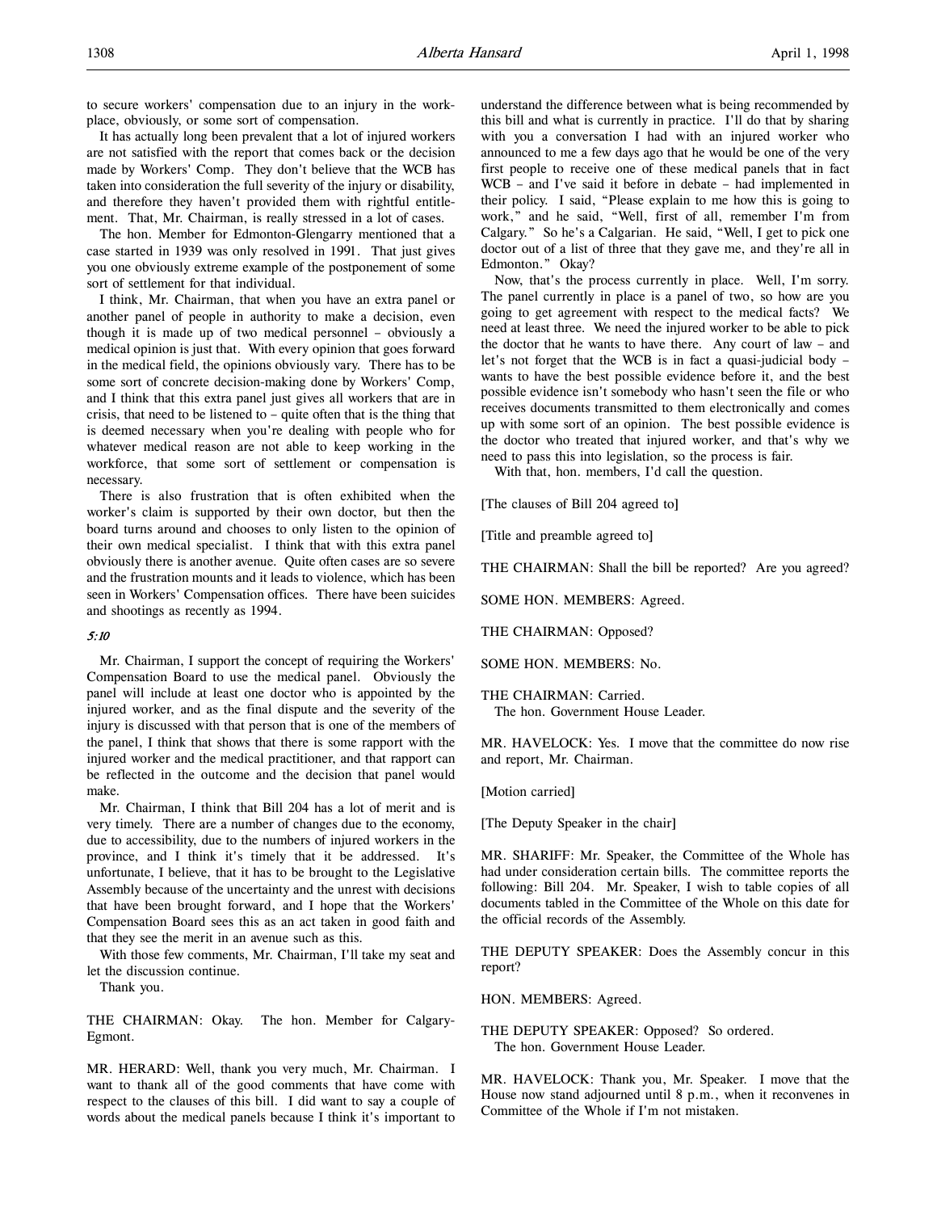to secure workers' compensation due to an injury in the workplace, obviously, or some sort of compensation.

It has actually long been prevalent that a lot of injured workers are not satisfied with the report that comes back or the decision made by Workers' Comp. They don't believe that the WCB has taken into consideration the full severity of the injury or disability, and therefore they haven't provided them with rightful entitlement. That, Mr. Chairman, is really stressed in a lot of cases.

The hon. Member for Edmonton-Glengarry mentioned that a case started in 1939 was only resolved in 1991. That just gives you one obviously extreme example of the postponement of some sort of settlement for that individual.

I think, Mr. Chairman, that when you have an extra panel or another panel of people in authority to make a decision, even though it is made up of two medical personnel – obviously a medical opinion is just that. With every opinion that goes forward in the medical field, the opinions obviously vary. There has to be some sort of concrete decision-making done by Workers' Comp, and I think that this extra panel just gives all workers that are in crisis, that need to be listened to – quite often that is the thing that is deemed necessary when you're dealing with people who for whatever medical reason are not able to keep working in the workforce, that some sort of settlement or compensation is necessary.

There is also frustration that is often exhibited when the worker's claim is supported by their own doctor, but then the board turns around and chooses to only listen to the opinion of their own medical specialist. I think that with this extra panel obviously there is another avenue. Quite often cases are so severe and the frustration mounts and it leads to violence, which has been seen in Workers' Compensation offices. There have been suicides and shootings as recently as 1994.

*5:10*

Mr. Chairman, I support the concept of requiring the Workers' Compensation Board to use the medical panel. Obviously the panel will include at least one doctor who is appointed by the injured worker, and as the final dispute and the severity of the injury is discussed with that person that is one of the members of the panel, I think that shows that there is some rapport with the injured worker and the medical practitioner, and that rapport can be reflected in the outcome and the decision that panel would make.

Mr. Chairman, I think that Bill 204 has a lot of merit and is very timely. There are a number of changes due to the economy, due to accessibility, due to the numbers of injured workers in the province, and I think it's timely that it be addressed. It's unfortunate, I believe, that it has to be brought to the Legislative Assembly because of the uncertainty and the unrest with decisions that have been brought forward, and I hope that the Workers' Compensation Board sees this as an act taken in good faith and that they see the merit in an avenue such as this.

With those few comments, Mr. Chairman, I'll take my seat and let the discussion continue.

Thank you.

THE CHAIRMAN: Okay. The hon. Member for Calgary-Egmont.

MR. HERARD: Well, thank you very much, Mr. Chairman. I want to thank all of the good comments that have come with respect to the clauses of this bill. I did want to say a couple of words about the medical panels because I think it's important to understand the difference between what is being recommended by this bill and what is currently in practice. I'll do that by sharing with you a conversation I had with an injured worker who announced to me a few days ago that he would be one of the very first people to receive one of these medical panels that in fact WCB – and I've said it before in debate – had implemented in their policy. I said, "Please explain to me how this is going to work," and he said, "Well, first of all, remember I'm from Calgary." So he's a Calgarian. He said, "Well, I get to pick one doctor out of a list of three that they gave me, and they're all in Edmonton." Okay?

Now, that's the process currently in place. Well, I'm sorry. The panel currently in place is a panel of two, so how are you going to get agreement with respect to the medical facts? We need at least three. We need the injured worker to be able to pick the doctor that he wants to have there. Any court of law – and let's not forget that the WCB is in fact a quasi-judicial body – wants to have the best possible evidence before it, and the best possible evidence isn't somebody who hasn't seen the file or who receives documents transmitted to them electronically and comes up with some sort of an opinion. The best possible evidence is the doctor who treated that injured worker, and that's why we need to pass this into legislation, so the process is fair.

With that, hon. members, I'd call the question.

[The clauses of Bill 204 agreed to]

[Title and preamble agreed to]

THE CHAIRMAN: Shall the bill be reported? Are you agreed?

SOME HON. MEMBERS: Agreed.

THE CHAIRMAN: Opposed?

SOME HON. MEMBERS: No.

THE CHAIRMAN: Carried.
The hon. Government House Leader.

MR. HAVELOCK: Yes. I move that the committee do now rise and report, Mr. Chairman.

[Motion carried]

[The Deputy Speaker in the chair]

MR. SHARIFF: Mr. Speaker, the Committee of the Whole has had under consideration certain bills. The committee reports the following: Bill 204. Mr. Speaker, I wish to table copies of all documents tabled in the Committee of the Whole on this date for the official records of the Assembly.

THE DEPUTY SPEAKER: Does the Assembly concur in this report?

HON. MEMBERS: Agreed.

THE DEPUTY SPEAKER: Opposed? So ordered.
The hon. Government House Leader.

MR. HAVELOCK: Thank you, Mr. Speaker. I move that the House now stand adjourned until 8 p.m., when it reconvenes in Committee of the Whole if I'm not mistaken.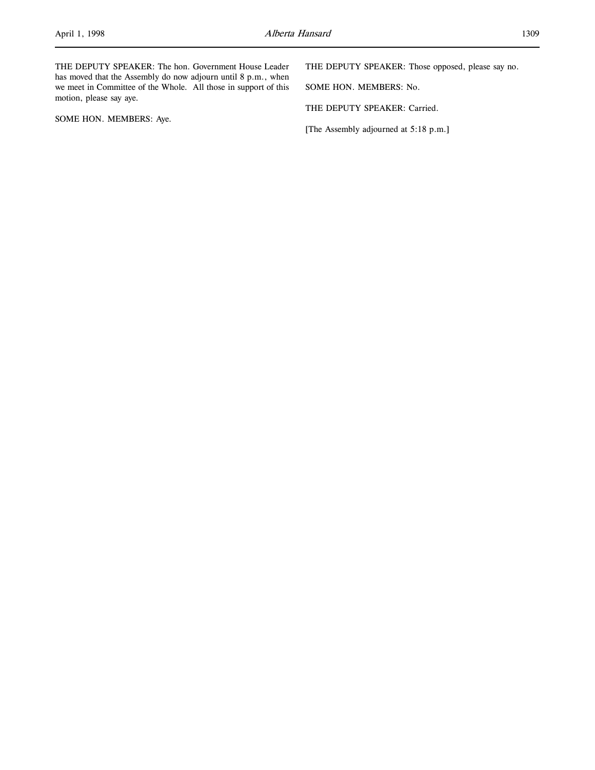THE DEPUTY SPEAKER: The hon. Government House Leader has moved that the Assembly do now adjourn until 8 p.m., when we meet in Committee of the Whole. All those in support of this motion, please say aye.

SOME HON. MEMBERS: Aye.

THE DEPUTY SPEAKER: Those opposed, please say no.

SOME HON. MEMBERS: No.

THE DEPUTY SPEAKER: Carried.

[The Assembly adjourned at 5:18 p.m.]